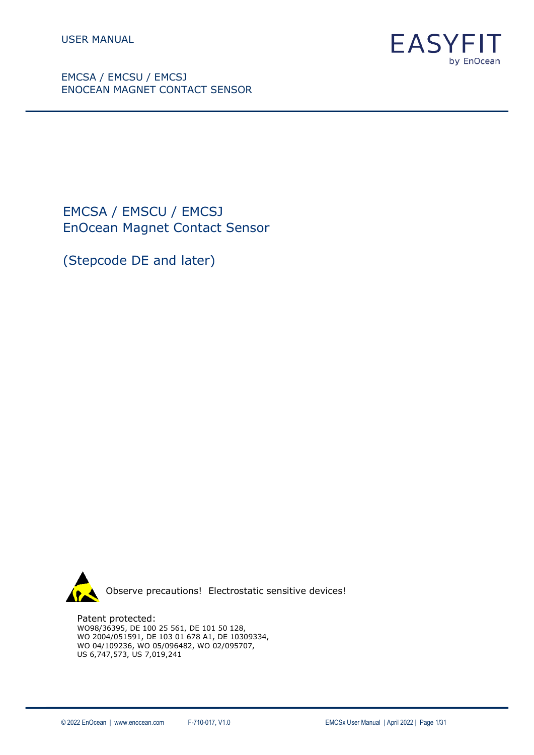USER MANUAL

EASYFIT
by EnOcean

EMCSA / EMCSU / EMCSJ
ENOCEAN MAGNET CONTACT SENSOR

# EMCSA / EMSCU / EMCSJ
# EnOcean Magnet Contact Sensor

## (Stepcode DE and later)

Observe precautions! Electrostatic sensitive devices!

Patent protected:
WO98/36395, DE 100 25 561, DE 101 50 128,
WO 2004/051591, DE 103 01 678 A1, DE 10309334,
WO 04/109236, WO 05/096482, WO 02/095707,
US 6,747,573, US 7,019,241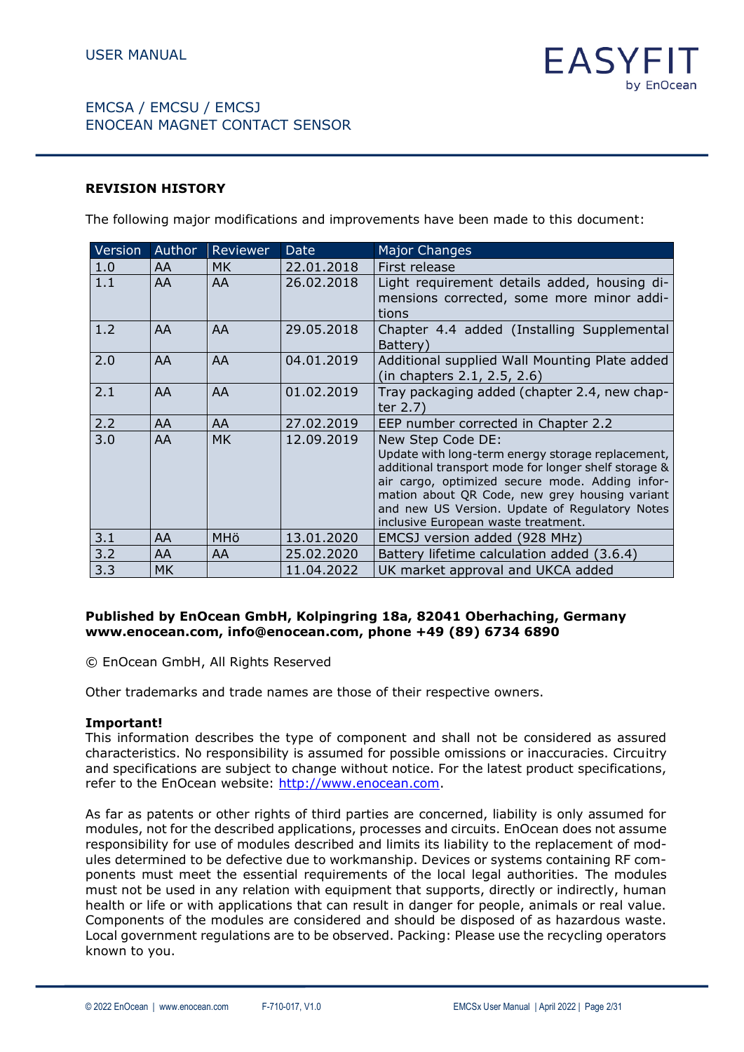## REVISION HISTORY

The following major modifications and improvements have been made to this document:

| Version | Author | Reviewer | Date | Major Changes |
|---|---|---|---|---|
| 1.0 | AA | MK | 22.01.2018 | First release |
| 1.1 | AA | AA | 26.02.2018 | Light requirement details added, housing dimensions corrected, some more minor additions |
| 1.2 | AA | AA | 29.05.2018 | Chapter 4.4 added (Installing Supplemental Battery) |
| 2.0 | AA | AA | 04.01.2019 | Additional supplied Wall Mounting Plate added (in chapters 2.1, 2.5, 2.6) |
| 2.1 | AA | AA | 01.02.2019 | Tray packaging added (chapter 2.4, new chapter 2.7) |
| 2.2 | AA | AA | 27.02.2019 | EEP number corrected in Chapter 2.2 |
| 3.0 | AA | MK | 12.09.2019 | New Step Code DE: Update with long-term energy storage replacement, additional transport mode for longer shelf storage & air cargo, optimized secure mode. Adding information about QR Code, new grey housing variant and new US Version. Update of Regulatory Notes inclusive European waste treatment. |
| 3.1 | AA | MHö | 13.01.2020 | EMCSJ version added (928 MHz) |
| 3.2 | AA | AA | 25.02.2020 | Battery lifetime calculation added (3.6.4) |
| 3.3 | MK | | 11.04.2022 | UK market approval and UKCA added |

**Published by EnOcean GmbH, Kolpingring 18a, 82041 Oberhaching, Germany**
**www.enocean.com, info@enocean.com, phone +49 (89) 6734 6890**

© EnOcean GmbH, All Rights Reserved

Other trademarks and trade names are those of their respective owners.

**Important!**
This information describes the type of component and shall not be considered as assured characteristics. No responsibility is assumed for possible omissions or inaccuracies. Circuitry and specifications are subject to change without notice. For the latest product specifications, refer to the EnOcean website: http://www.enocean.com.

As far as patents or other rights of third parties are concerned, liability is only assumed for modules, not for the described applications, processes and circuits. EnOcean does not assume responsibility for use of modules described and limits its liability to the replacement of modules determined to be defective due to workmanship. Devices or systems containing RF components must meet the essential requirements of the local legal authorities. The modules must not be used in any relation with equipment that supports, directly or indirectly, human health or life or with applications that can result in danger for people, animals or real value. Components of the modules are considered and should be disposed of as hazardous waste. Local government regulations are to be observed. Packing: Please use the recycling operators known to you.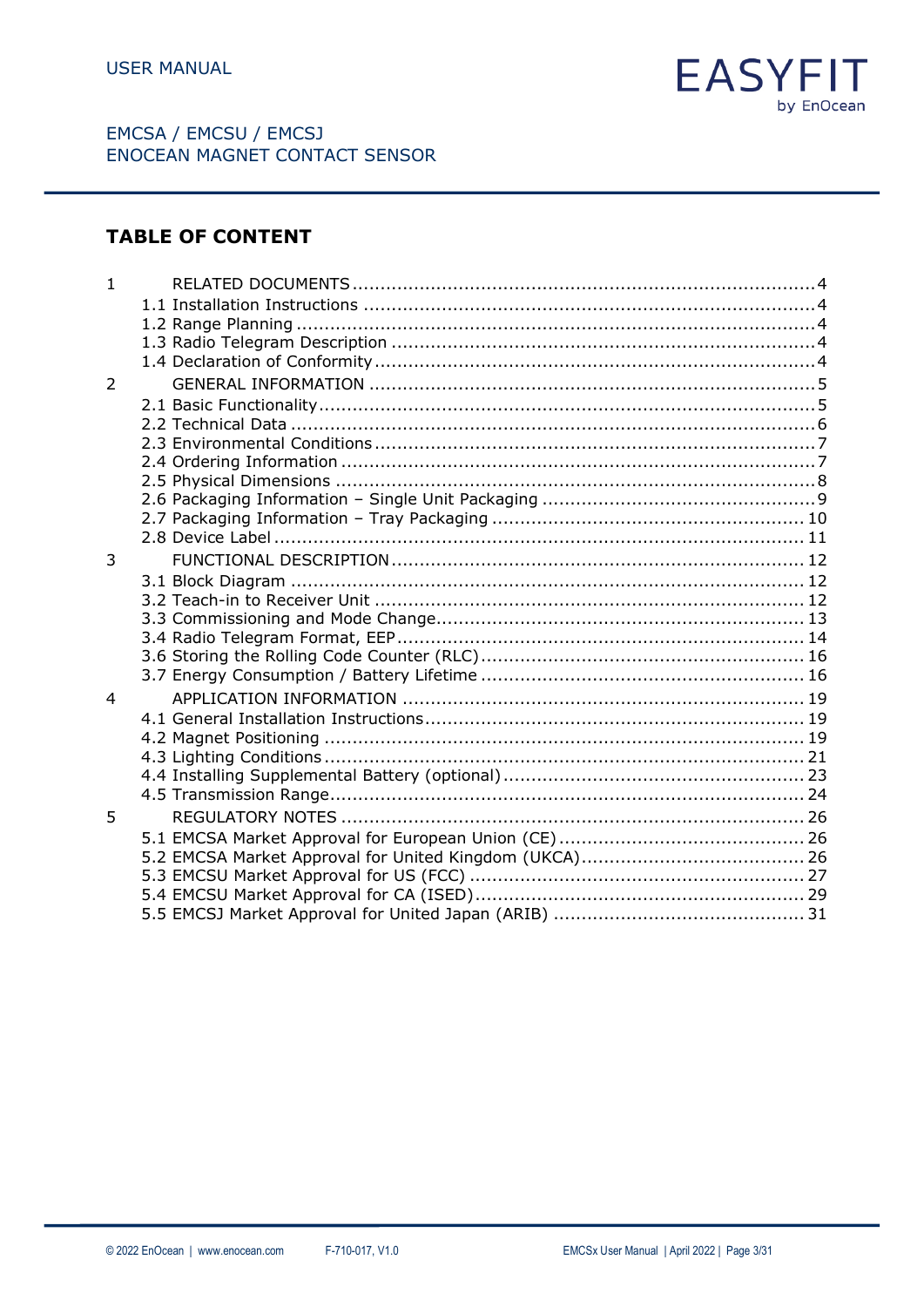## TABLE OF CONTENT

1 RELATED DOCUMENTS .......... 4
- 1.1 Installation Instructions .......... 4
- 1.2 Range Planning .......... 4
- 1.3 Radio Telegram Description .......... 4
- 1.4 Declaration of Conformity .......... 4

2 GENERAL INFORMATION .......... 5
- 2.1 Basic Functionality .......... 5
- 2.2 Technical Data .......... 6
- 2.3 Environmental Conditions .......... 7
- 2.4 Ordering Information .......... 7
- 2.5 Physical Dimensions .......... 8
- 2.6 Packaging Information – Single Unit Packaging .......... 9
- 2.7 Packaging Information – Tray Packaging .......... 10
- 2.8 Device Label .......... 11

3 FUNCTIONAL DESCRIPTION .......... 12
- 3.1 Block Diagram .......... 12
- 3.2 Teach-in to Receiver Unit .......... 12
- 3.3 Commissioning and Mode Change .......... 13
- 3.4 Radio Telegram Format, EEP .......... 14
- 3.6 Storing the Rolling Code Counter (RLC) .......... 16
- 3.7 Energy Consumption / Battery Lifetime .......... 16

4 APPLICATION INFORMATION .......... 19
- 4.1 General Installation Instructions .......... 19
- 4.2 Magnet Positioning .......... 19
- 4.3 Lighting Conditions .......... 21
- 4.4 Installing Supplemental Battery (optional) .......... 23
- 4.5 Transmission Range .......... 24

5 REGULATORY NOTES .......... 26
- 5.1 EMCSA Market Approval for European Union (CE) .......... 26
- 5.2 EMCSA Market Approval for United Kingdom (UKCA) .......... 26
- 5.3 EMCSU Market Approval for US (FCC) .......... 27
- 5.4 EMCSU Market Approval for CA (ISED) .......... 29
- 5.5 EMCSJ Market Approval for United Japan (ARIB) .......... 31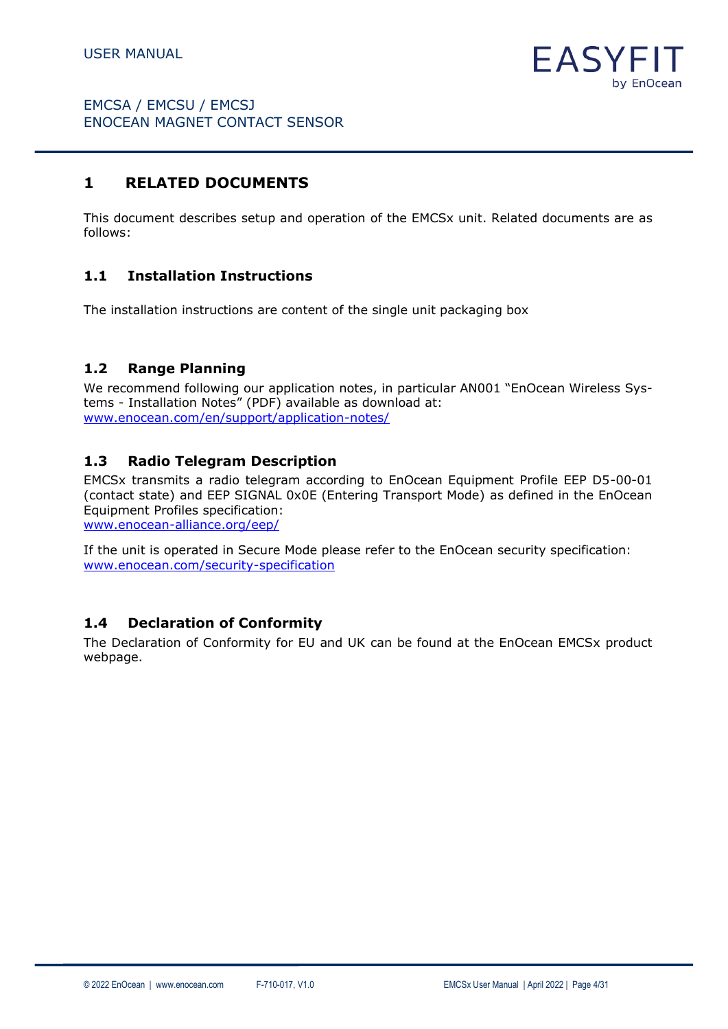# 1 RELATED DOCUMENTS

This document describes setup and operation of the EMCSx unit. Related documents are as follows:

## 1.1 Installation Instructions

The installation instructions are content of the single unit packaging box

## 1.2 Range Planning

We recommend following our application notes, in particular AN001 "EnOcean Wireless Systems - Installation Notes" (PDF) available as download at:
[www.enocean.com/en/support/application-notes/](www.enocean.com/en/support/application-notes/)

## 1.3 Radio Telegram Description

EMCSx transmits a radio telegram according to EnOcean Equipment Profile EEP D5-00-01 (contact state) and EEP SIGNAL 0x0E (Entering Transport Mode) as defined in the EnOcean Equipment Profiles specification:
[www.enocean-alliance.org/eep/](www.enocean-alliance.org/eep/)

If the unit is operated in Secure Mode please refer to the EnOcean security specification:
[www.enocean.com/security-specification](www.enocean.com/security-specification)

## 1.4 Declaration of Conformity

The Declaration of Conformity for EU and UK can be found at the EnOcean EMCSx product webpage.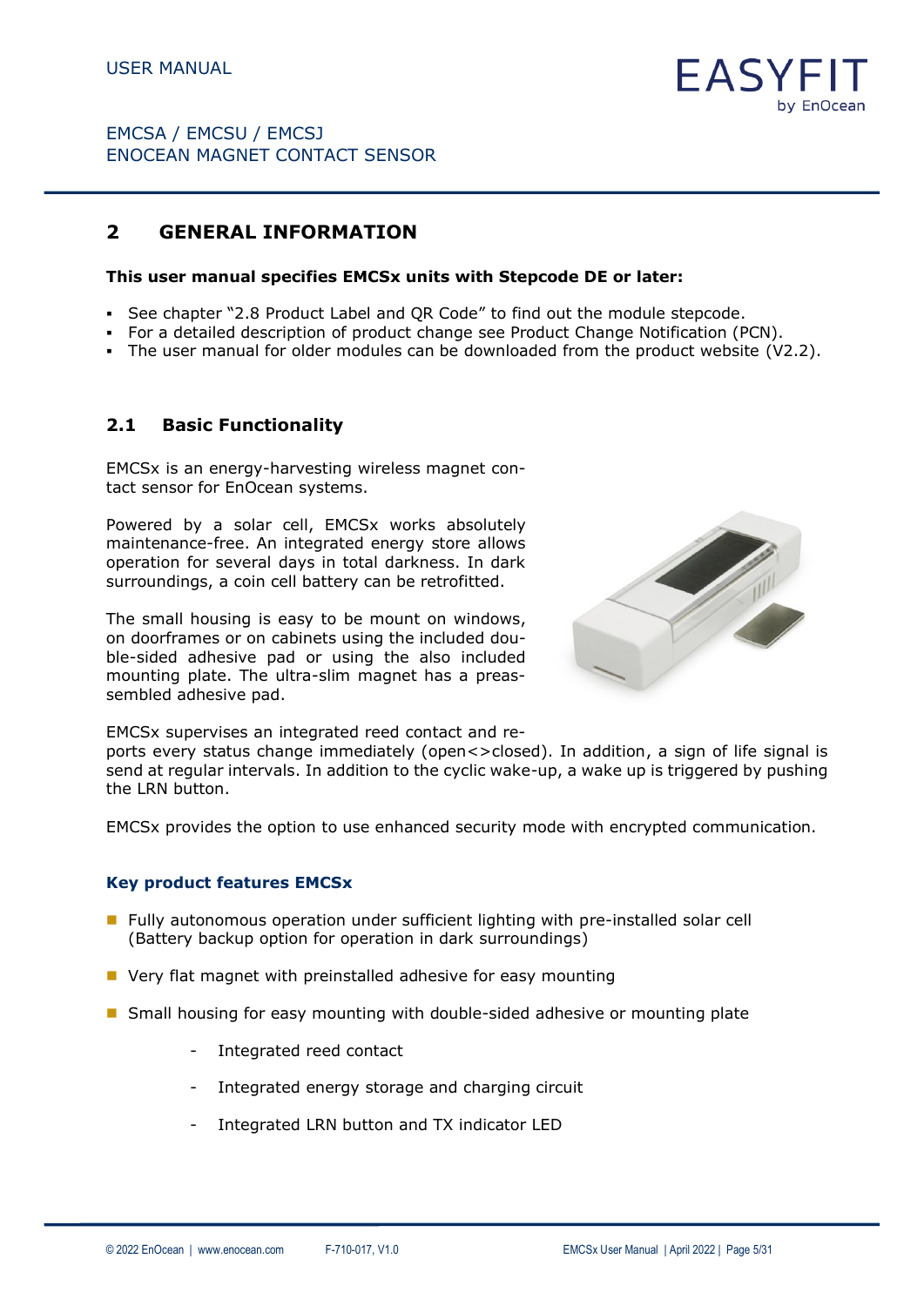## 2 GENERAL INFORMATION

**This user manual specifies EMCSx units with Stepcode DE or later:**

- See chapter "2.8 Product Label and QR Code" to find out the module stepcode.
- For a detailed description of product change see Product Change Notification (PCN).
- The user manual for older modules can be downloaded from the product website (V2.2).

### 2.1 Basic Functionality

EMCSx is an energy-harvesting wireless magnet contact sensor for EnOcean systems.

Powered by a solar cell, EMCSx works absolutely maintenance-free. An integrated energy store allows operation for several days in total darkness. In dark surroundings, a coin cell battery can be retrofitted.

The small housing is easy to be mount on windows, on doorframes or on cabinets using the included double-sided adhesive pad or using the also included mounting plate. The ultra-slim magnet has a preassembled adhesive pad.

EMCSx supervises an integrated reed contact and reports every status change immediately (open<>closed). In addition, a sign of life signal is send at regular intervals. In addition to the cyclic wake-up, a wake up is triggered by pushing the LRN button.

EMCSx provides the option to use enhanced security mode with encrypted communication.

#### Key product features EMCSx

- Fully autonomous operation under sufficient lighting with pre-installed solar cell (Battery backup option for operation in dark surroundings)
- Very flat magnet with preinstalled adhesive for easy mounting
- Small housing for easy mounting with double-sided adhesive or mounting plate
  - Integrated reed contact
  - Integrated energy storage and charging circuit
  - Integrated LRN button and TX indicator LED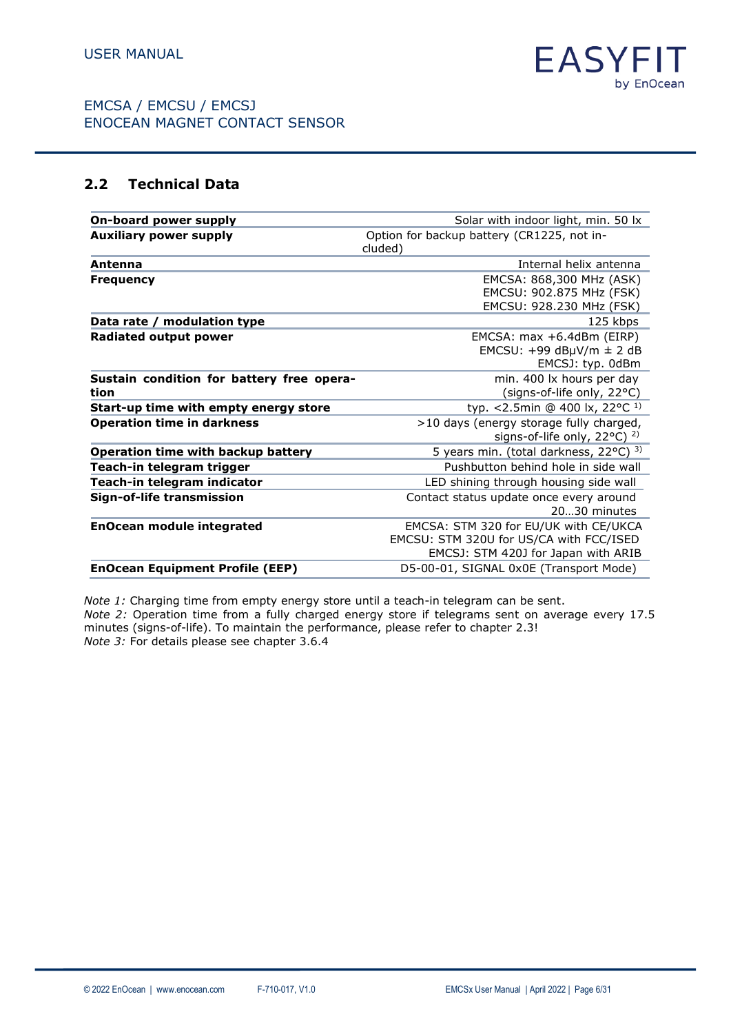## 2.2 Technical Data

| | |
|---|---|
| **On-board power supply** | Solar with indoor light, min. 50 lx |
| **Auxiliary power supply** | Option for backup battery (CR1225, not included) |
| **Antenna** | Internal helix antenna |
| **Frequency** | EMCSA: 868,300 MHz (ASK)<br>EMCSU: 902.875 MHz (FSK)<br>EMCSU: 928.230 MHz (FSK) |
| **Data rate / modulation type** | 125 kbps |
| **Radiated output power** | EMCSA: max +6.4dBm (EIRP)<br>EMCSU: +99 dBμV/m ± 2 dB<br>EMCSJ: typ. 0dBm |
| **Sustain condition for battery free operation** | min. 400 lx hours per day (signs-of-life only, 22°C) |
| **Start-up time with empty energy store** | typ. <2.5min @ 400 lx, 22°C [1)] |
| **Operation time in darkness** | >10 days (energy storage fully charged, signs-of-life only, 22°C) [2)] |
| **Operation time with backup battery** | 5 years min. (total darkness, 22°C) [3)] |
| **Teach-in telegram trigger** | Pushbutton behind hole in side wall |
| **Teach-in telegram indicator** | LED shining through housing side wall |
| **Sign-of-life transmission** | Contact status update once every around 20…30 minutes |
| **EnOcean module integrated** | EMCSA: STM 320 for EU/UK with CE/UKCA<br>EMCSU: STM 320U for US/CA with FCC/ISED<br>EMCSJ: STM 420J for Japan with ARIB |
| **EnOcean Equipment Profile (EEP)** | D5-00-01, SIGNAL 0x0E (Transport Mode) |

*Note 1:* Charging time from empty energy store until a teach-in telegram can be sent.
*Note 2:* Operation time from a fully charged energy store if telegrams sent on average every 17.5 minutes (signs-of-life). To maintain the performance, please refer to chapter 2.3!
*Note 3:* For details please see chapter 3.6.4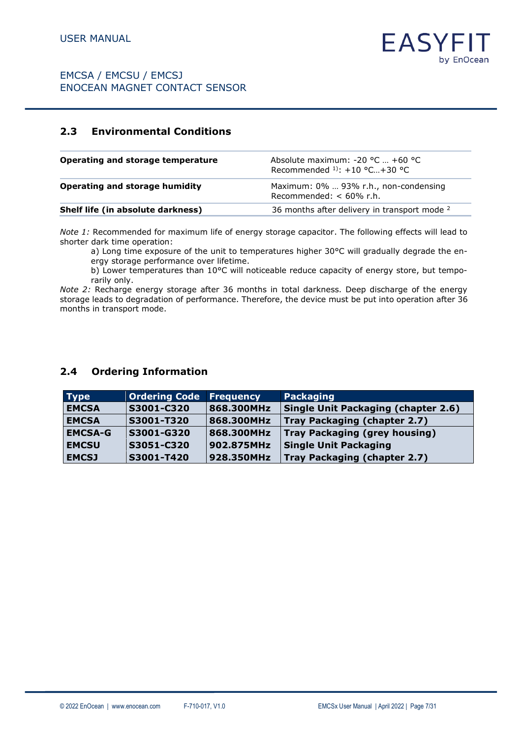## 2.3 Environmental Conditions

| | |
|---|---|
| **Operating and storage temperature** | Absolute maximum: -20 °C … +60 °C<br>Recommended [1]: +10 °C…+30 °C |
| **Operating and storage humidity** | Maximum: 0% … 93% r.h., non-condensing<br>Recommended: < 60% r.h. |
| **Shelf life (in absolute darkness)** | 36 months after delivery in transport mode [2] |

*Note 1:* Recommended for maximum life of energy storage capacitor. The following effects will lead to shorter dark time operation:

a) Long time exposure of the unit to temperatures higher 30°C will gradually degrade the energy storage performance over lifetime.

b) Lower temperatures than 10°C will noticeable reduce capacity of energy store, but temporarily only.

*Note 2:* Recharge energy storage after 36 months in total darkness. Deep discharge of the energy storage leads to degradation of performance. Therefore, the device must be put into operation after 36 months in transport mode.

## 2.4 Ordering Information

| Type | Ordering Code | Frequency | Packaging |
|---|---|---|---|
| **EMCSA** | **S3001-C320** | **868.300MHz** | **Single Unit Packaging (chapter 2.6)** |
| **EMCSA** | **S3001-T320** | **868.300MHz** | **Tray Packaging (chapter 2.7)** |
| **EMCSA-G** | **S3001-G320** | **868.300MHz** | **Tray Packaging (grey housing)** |
| **EMCSU** | **S3051-C320** | **902.875MHz** | **Single Unit Packaging** |
| **EMCSJ** | **S3001-T420** | **928.350MHz** | **Tray Packaging (chapter 2.7)** |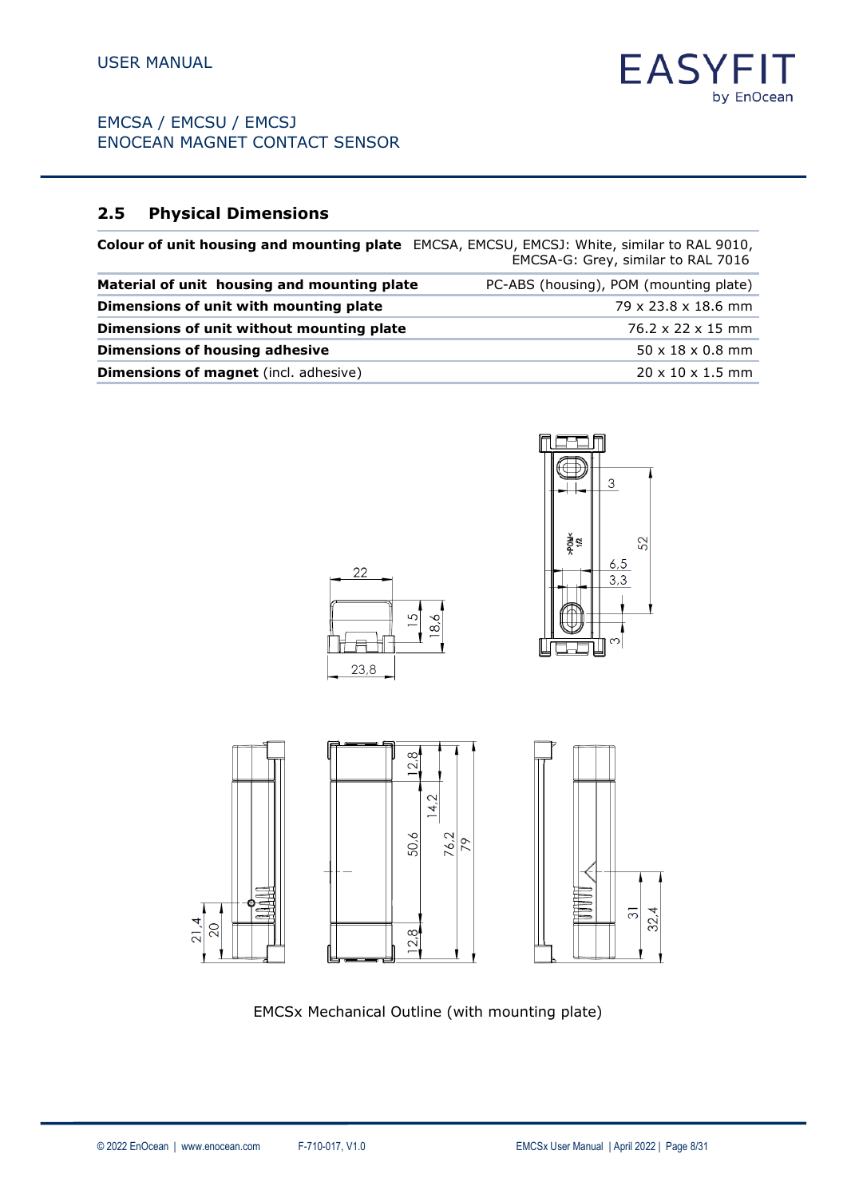## 2.5 Physical Dimensions

| | |
|---|---|
| **Colour of unit housing and mounting plate** | EMCSA, EMCSU, EMCSJ: White, similar to RAL 9010, EMCSA-G: Grey, similar to RAL 7016 |
| **Material of unit housing and mounting plate** | PC-ABS (housing), POM (mounting plate) |
| **Dimensions of unit with mounting plate** | 79 x 23.8 x 18.6 mm |
| **Dimensions of unit without mounting plate** | 76.2 x 22 x 15 mm |
| **Dimensions of housing adhesive** | 50 x 18 x 0.8 mm |
| **Dimensions of magnet** (incl. adhesive) | 20 x 10 x 1.5 mm |

EMCSx Mechanical Outline (with mounting plate)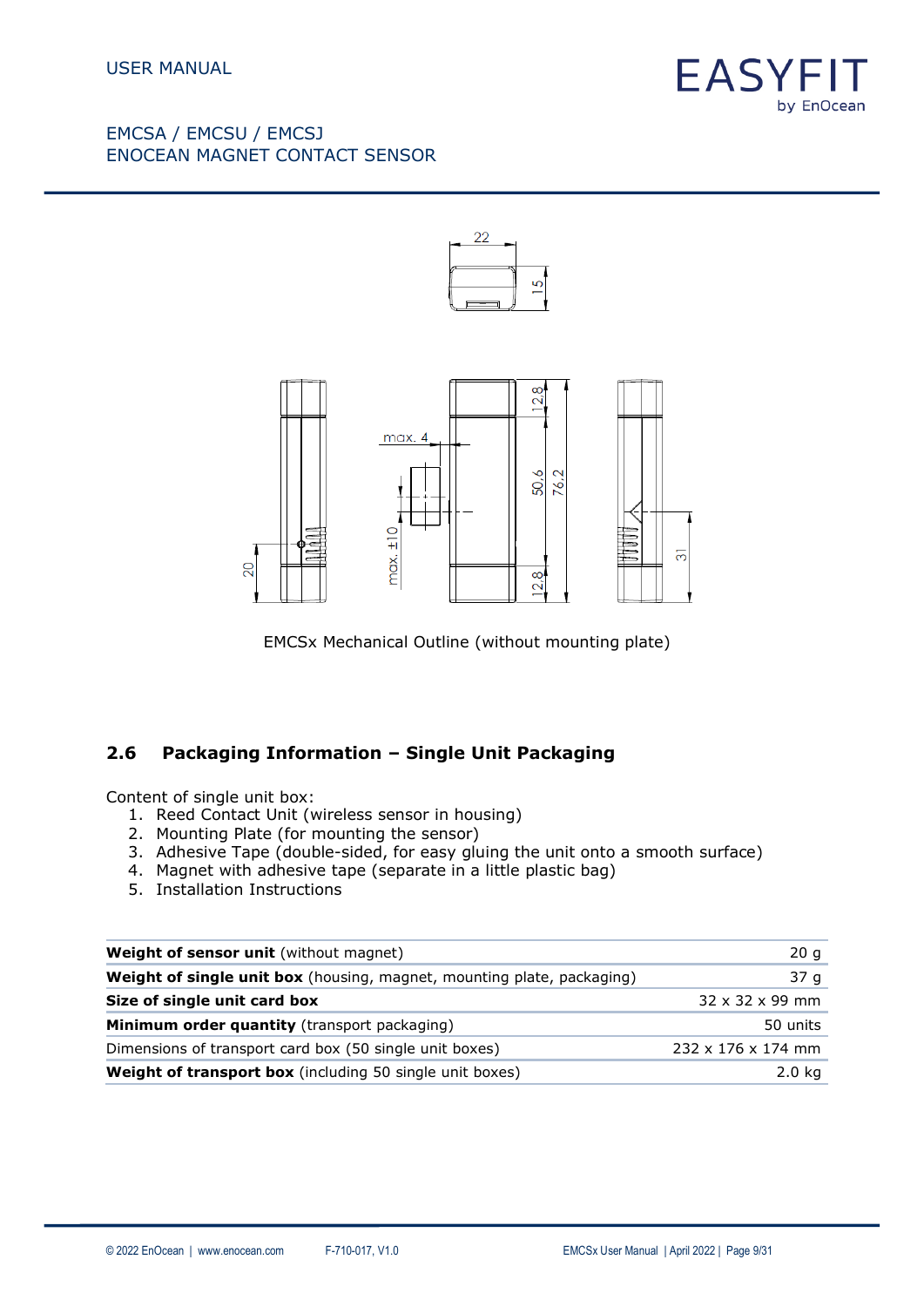EMCSx Mechanical Outline (without mounting plate)

## 2.6 Packaging Information – Single Unit Packaging

Content of single unit box:

1. Reed Contact Unit (wireless sensor in housing)
2. Mounting Plate (for mounting the sensor)
3. Adhesive Tape (double-sided, for easy gluing the unit onto a smooth surface)
4. Magnet with adhesive tape (separate in a little plastic bag)
5. Installation Instructions

| | |
|---|---:|
| **Weight of sensor unit** (without magnet) | 20 g |
| **Weight of single unit box** (housing, magnet, mounting plate, packaging) | 37 g |
| **Size of single unit card box** | 32 x 32 x 99 mm |
| **Minimum order quantity** (transport packaging) | 50 units |
| Dimensions of transport card box (50 single unit boxes) | 232 x 176 x 174 mm |
| **Weight of transport box** (including 50 single unit boxes) | 2.0 kg |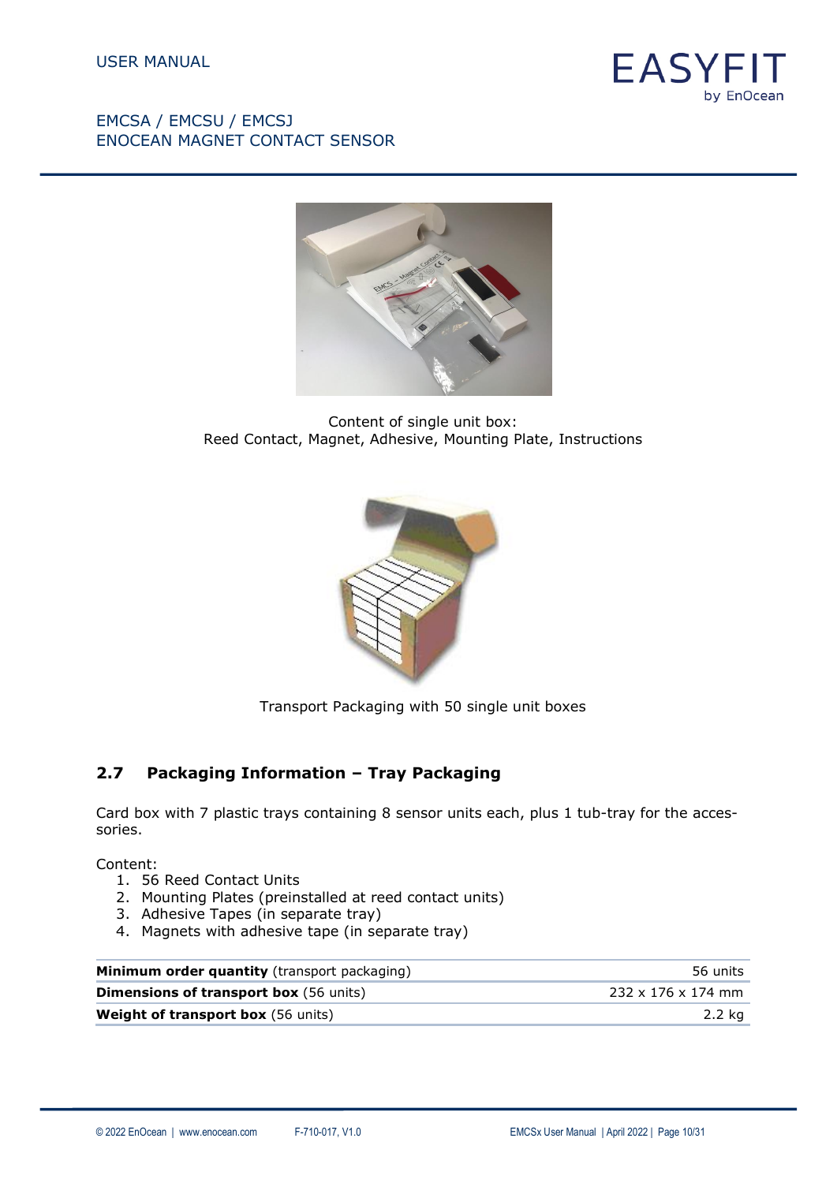Content of single unit box:
Reed Contact, Magnet, Adhesive, Mounting Plate, Instructions

Transport Packaging with 50 single unit boxes

## 2.7 Packaging Information – Tray Packaging

Card box with 7 plastic trays containing 8 sensor units each, plus 1 tub-tray for the accessories.

Content:

1. 56 Reed Contact Units
2. Mounting Plates (preinstalled at reed contact units)
3. Adhesive Tapes (in separate tray)
4. Magnets with adhesive tape (in separate tray)

| | |
|---|---|
| **Minimum order quantity** (transport packaging) | 56 units |
| **Dimensions of transport box** (56 units) | 232 x 176 x 174 mm |
| **Weight of transport box** (56 units) | 2.2 kg |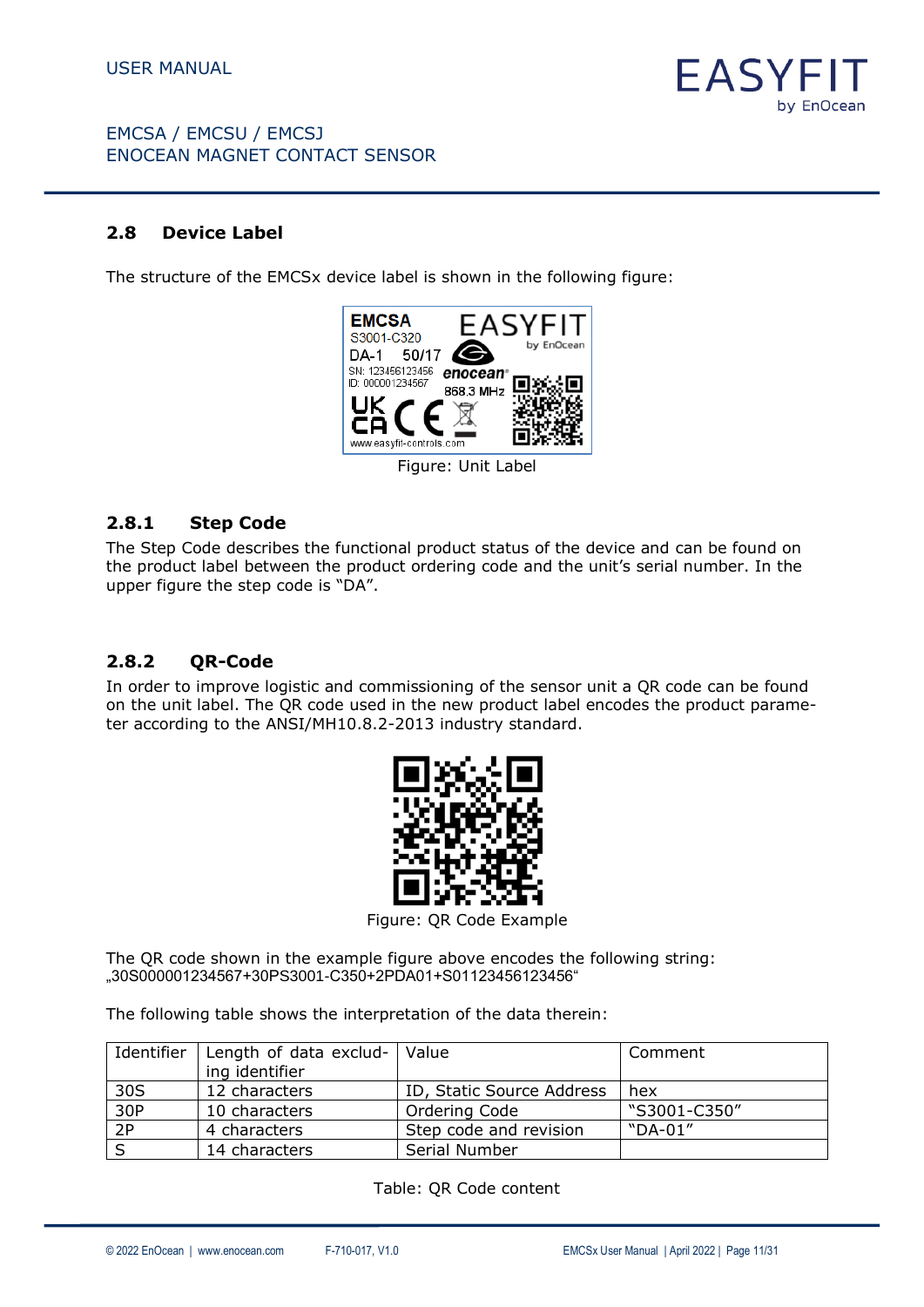## 2.8 Device Label

The structure of the EMCSx device label is shown in the following figure:

Figure: Unit Label

### 2.8.1 Step Code

The Step Code describes the functional product status of the device and can be found on the product label between the product ordering code and the unit's serial number. In the upper figure the step code is "DA".

### 2.8.2 QR-Code

In order to improve logistic and commissioning of the sensor unit a QR code can be found on the unit label. The QR code used in the new product label encodes the product parameter according to the ANSI/MH10.8.2-2013 industry standard.

Figure: QR Code Example

The QR code shown in the example figure above encodes the following string:
„30S000001234567+30PS3001-C350+2PDA01+S01123456123456"

The following table shows the interpretation of the data therein:

| Identifier | Length of data excluding identifier | Value | Comment |
|---|---|---|---|
| 30S | 12 characters | ID, Static Source Address | hex |
| 30P | 10 characters | Ordering Code | "S3001-C350" |
| 2P | 4 characters | Step code and revision | "DA-01" |
| S | 14 characters | Serial Number | |

Table: QR Code content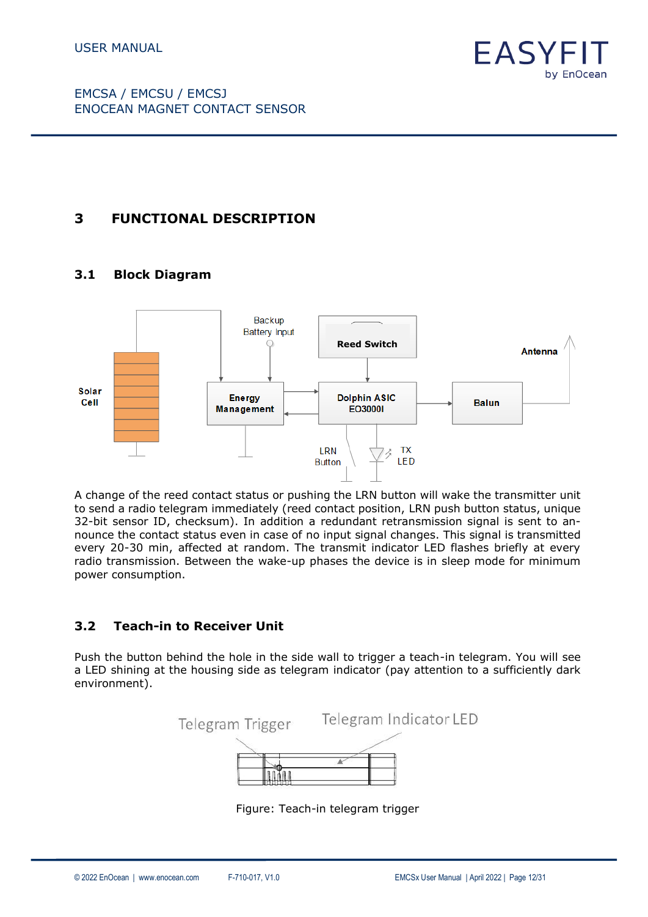# 3 FUNCTIONAL DESCRIPTION

## 3.1 Block Diagram

A change of the reed contact status or pushing the LRN button will wake the transmitter unit to send a radio telegram immediately (reed contact position, LRN push button status, unique 32-bit sensor ID, checksum). In addition a redundant retransmission signal is sent to announce the contact status even in case of no input signal changes. This signal is transmitted every 20-30 min, affected at random. The transmit indicator LED flashes briefly at every radio transmission. Between the wake-up phases the device is in sleep mode for minimum power consumption.

## 3.2 Teach-in to Receiver Unit

Push the button behind the hole in the side wall to trigger a teach-in telegram. You will see a LED shining at the housing side as telegram indicator (pay attention to a sufficiently dark environment).

Figure: Teach-in telegram trigger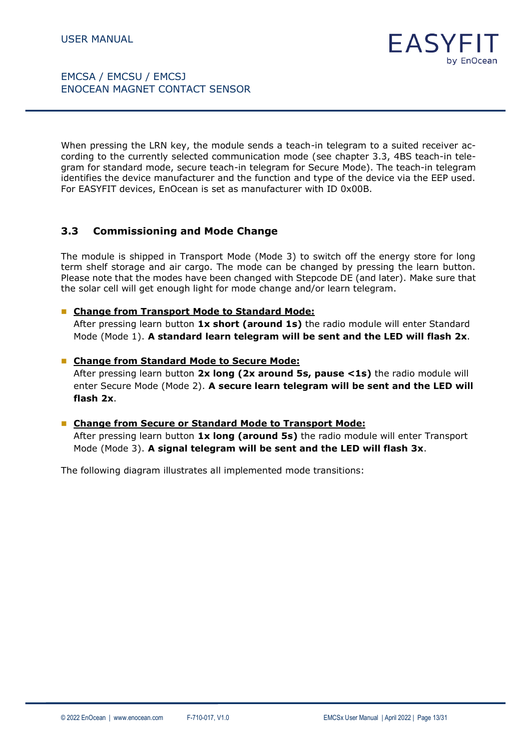When pressing the LRN key, the module sends a teach-in telegram to a suited receiver according to the currently selected communication mode (see chapter 3.3, 4BS teach-in telegram for standard mode, secure teach-in telegram for Secure Mode). The teach-in telegram identifies the device manufacturer and the function and type of the device via the EEP used. For EASYFIT devices, EnOcean is set as manufacturer with ID 0x00B.

## 3.3 Commissioning and Mode Change

The module is shipped in Transport Mode (Mode 3) to switch off the energy store for long term shelf storage and air cargo. The mode can be changed by pressing the learn button. Please note that the modes have been changed with Stepcode DE (and later). Make sure that the solar cell will get enough light for mode change and/or learn telegram.

- **Change from Transport Mode to Standard Mode:**
  After pressing learn button **1x short (around 1s)** the radio module will enter Standard Mode (Mode 1). **A standard learn telegram will be sent and the LED will flash 2x**.

- **Change from Standard Mode to Secure Mode:**
  After pressing learn button **2x long (2x around 5s, pause <1s)** the radio module will enter Secure Mode (Mode 2). **A secure learn telegram will be sent and the LED will flash 2x**.

- **Change from Secure or Standard Mode to Transport Mode:**
  After pressing learn button **1x long (around 5s)** the radio module will enter Transport Mode (Mode 3). **A signal telegram will be sent and the LED will flash 3x**.

The following diagram illustrates all implemented mode transitions: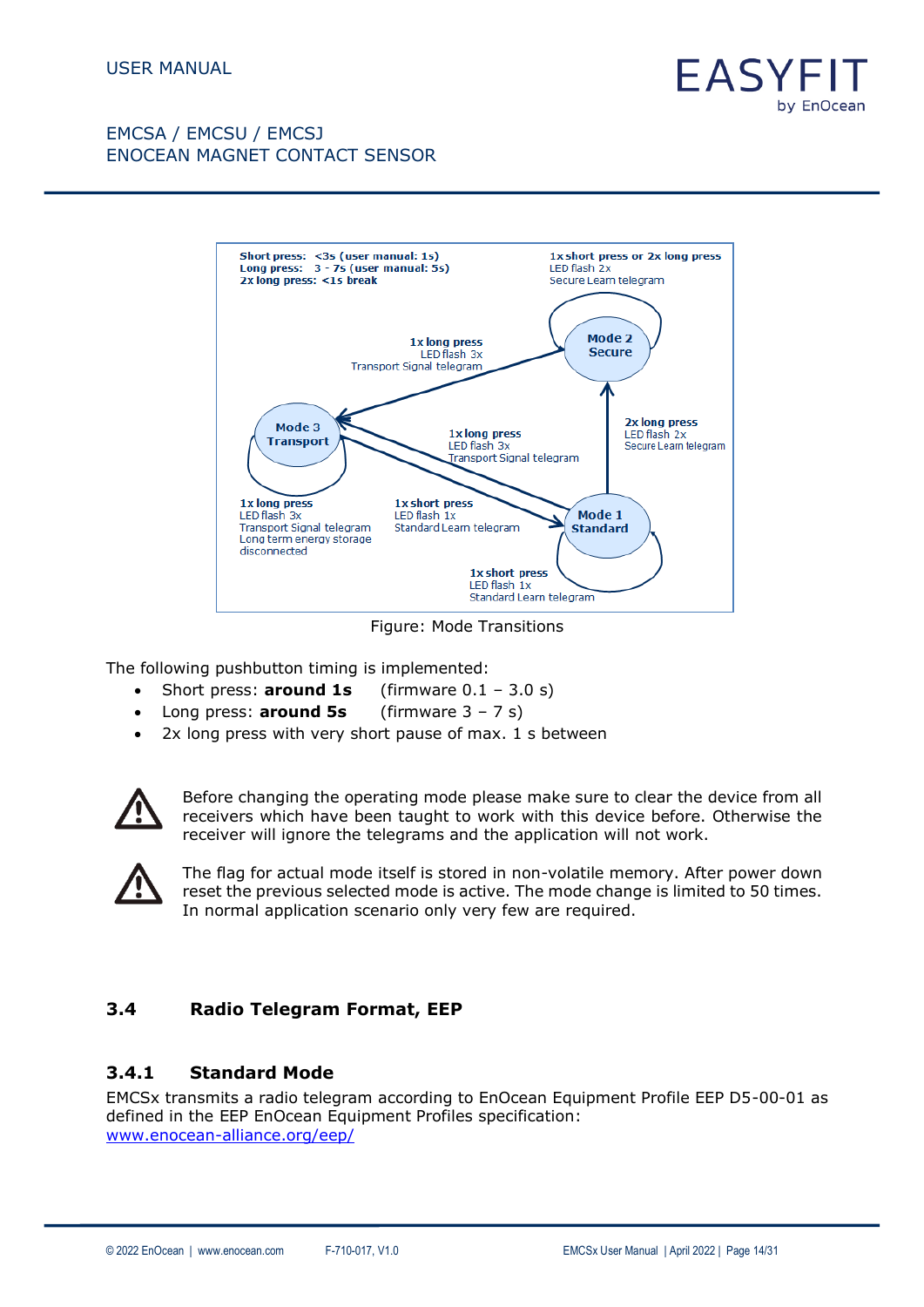Short press: <3s (user manual: 1s)
Long press: 3 - 7s (user manual: 5s)
2x long press: <1s break

1x short press or 2x long press
LED flash 2x
Secure Learn telegram

Mode 2
Secure

1x long press
LED flash 3x
Transport Signal telegram

Mode 3
Transport

1x long press
LED flash 3x
Transport Signal telegram

2x long press
LED flash 2x
Secure Learn telegram

1x long press
LED flash 3x
Transport Signal telegram
Long term energy storage
disconnected

1x short press
LED flash 1x
Standard Learn telegram

Mode 1
Standard

1x short press
LED flash 1x
Standard Learn telegram

Figure: Mode Transitions

The following pushbutton timing is implemented:

- Short press: **around 1s** (firmware 0.1 – 3.0 s)
- Long press: **around 5s** (firmware 3 – 7 s)
- 2x long press with very short pause of max. 1 s between

⚠ Before changing the operating mode please make sure to clear the device from all receivers which have been taught to work with this device before. Otherwise the receiver will ignore the telegrams and the application will not work.

⚠ The flag for actual mode itself is stored in non-volatile memory. After power down reset the previous selected mode is active. The mode change is limited to 50 times. In normal application scenario only very few are required.

## 3.4 Radio Telegram Format, EEP

### 3.4.1 Standard Mode

EMCSx transmits a radio telegram according to EnOcean Equipment Profile EEP D5-00-01 as defined in the EEP EnOcean Equipment Profiles specification:
www.enocean-alliance.org/eep/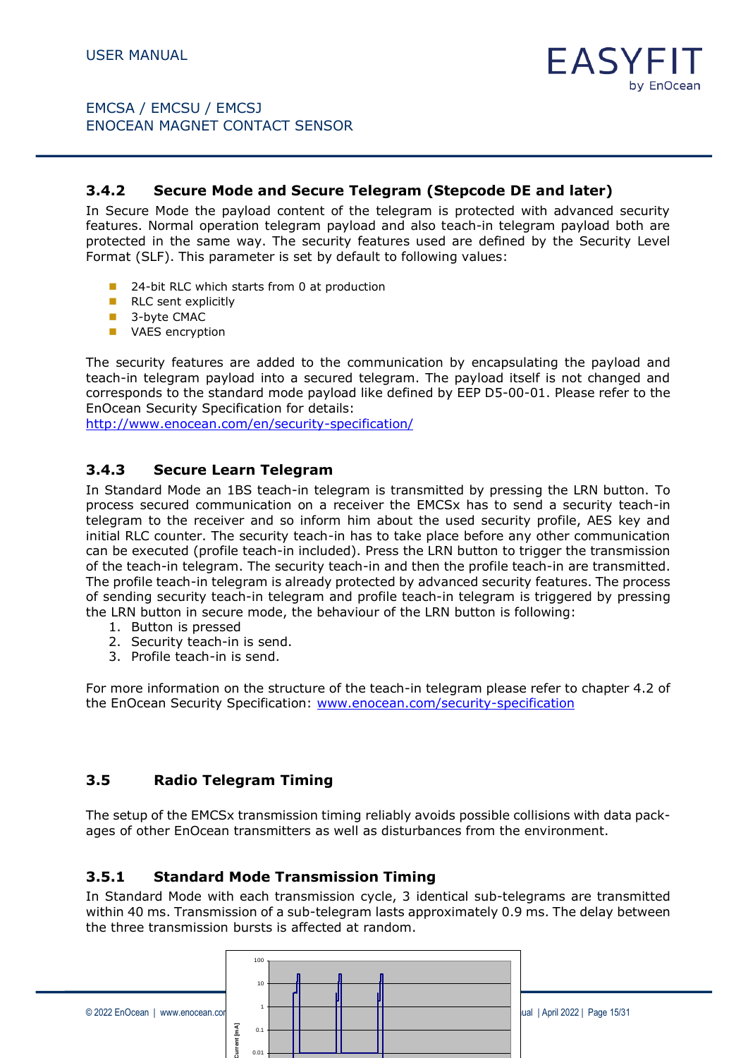### 3.4.2 Secure Mode and Secure Telegram (Stepcode DE and later)

In Secure Mode the payload content of the telegram is protected with advanced security features. Normal operation telegram payload and also teach-in telegram payload both are protected in the same way. The security features used are defined by the Security Level Format (SLF). This parameter is set by default to following values:

- 24-bit RLC which starts from 0 at production
- RLC sent explicitly
- 3-byte CMAC
- VAES encryption

The security features are added to the communication by encapsulating the payload and teach-in telegram payload into a secured telegram. The payload itself is not changed and corresponds to the standard mode payload like defined by EEP D5-00-01. Please refer to the EnOcean Security Specification for details:
http://www.enocean.com/en/security-specification/

### 3.4.3 Secure Learn Telegram

In Standard Mode an 1BS teach-in telegram is transmitted by pressing the LRN button. To process secured communication on a receiver the EMCSx has to send a security teach-in telegram to the receiver and so inform him about the used security profile, AES key and initial RLC counter. The security teach-in has to take place before any other communication can be executed (profile teach-in included). Press the LRN button to trigger the transmission of the teach-in telegram. The security teach-in and then the profile teach-in are transmitted. The profile teach-in telegram is already protected by advanced security features. The process of sending security teach-in telegram and profile teach-in telegram is triggered by pressing the LRN button in secure mode, the behaviour of the LRN button is following:

1. Button is pressed
2. Security teach-in is send.
3. Profile teach-in is send.

For more information on the structure of the teach-in telegram please refer to chapter 4.2 of the EnOcean Security Specification: www.enocean.com/security-specification

## 3.5 Radio Telegram Timing

The setup of the EMCSx transmission timing reliably avoids possible collisions with data packages of other EnOcean transmitters as well as disturbances from the environment.

### 3.5.1 Standard Mode Transmission Timing

In Standard Mode with each transmission cycle, 3 identical sub-telegrams are transmitted within 40 ms. Transmission of a sub-telegram lasts approximately 0.9 ms. The delay between the three transmission bursts is affected at random.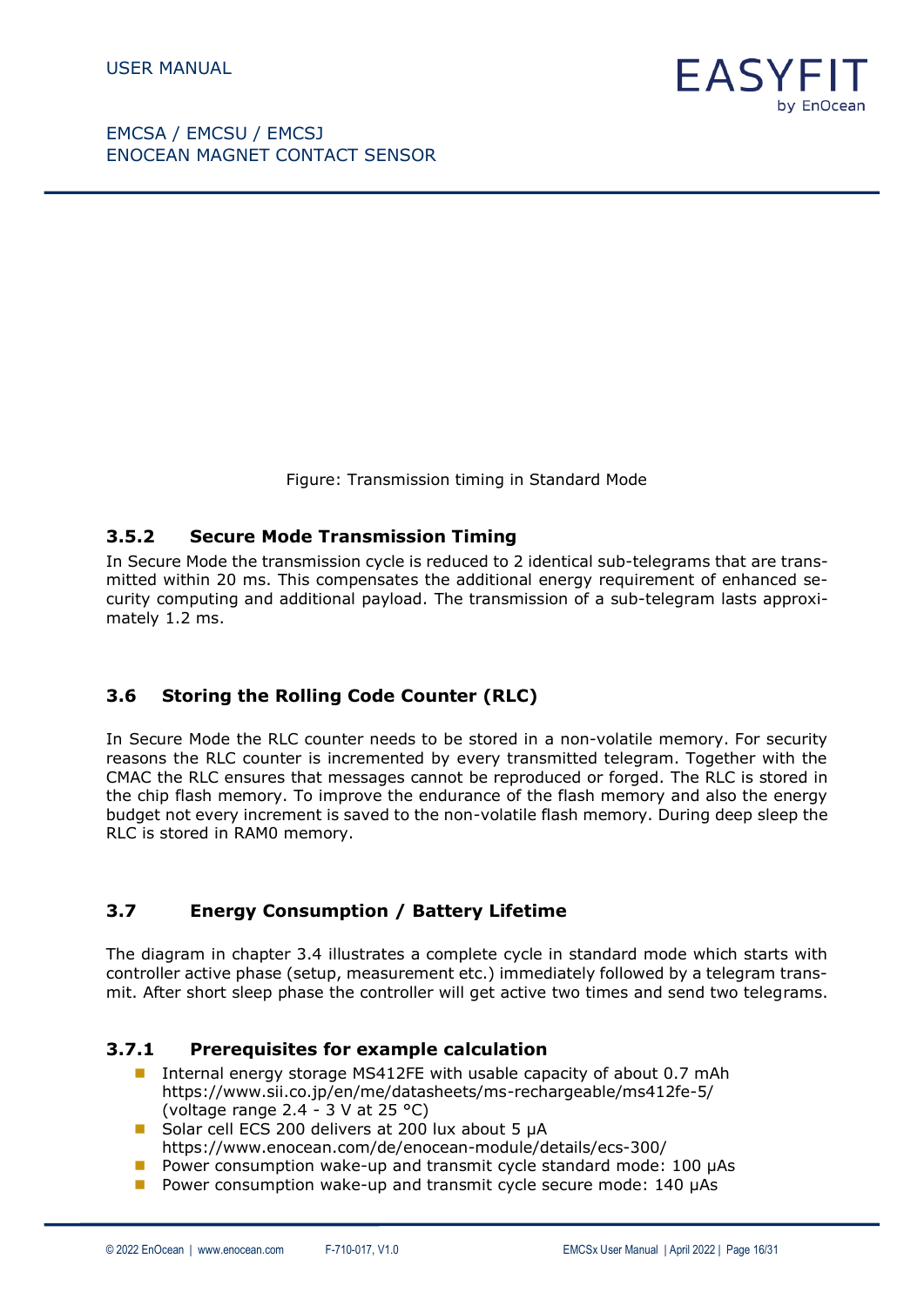Figure: Transmission timing in Standard Mode

### 3.5.2 Secure Mode Transmission Timing

In Secure Mode the transmission cycle is reduced to 2 identical sub-telegrams that are transmitted within 20 ms. This compensates the additional energy requirement of enhanced security computing and additional payload. The transmission of a sub-telegram lasts approximately 1.2 ms.

## 3.6 Storing the Rolling Code Counter (RLC)

In Secure Mode the RLC counter needs to be stored in a non-volatile memory. For security reasons the RLC counter is incremented by every transmitted telegram. Together with the CMAC the RLC ensures that messages cannot be reproduced or forged. The RLC is stored in the chip flash memory. To improve the endurance of the flash memory and also the energy budget not every increment is saved to the non-volatile flash memory. During deep sleep the RLC is stored in RAM0 memory.

## 3.7 Energy Consumption / Battery Lifetime

The diagram in chapter 3.4 illustrates a complete cycle in standard mode which starts with controller active phase (setup, measurement etc.) immediately followed by a telegram transmit. After short sleep phase the controller will get active two times and send two telegrams.

### 3.7.1 Prerequisites for example calculation

- Internal energy storage MS412FE with usable capacity of about 0.7 mAh https://www.sii.co.jp/en/me/datasheets/ms-rechargeable/ms412fe-5/ (voltage range 2.4 - 3 V at 25 °C)
- Solar cell ECS 200 delivers at 200 lux about 5 µA https://www.enocean.com/de/enocean-module/details/ecs-300/
- Power consumption wake-up and transmit cycle standard mode: 100 µAs
- Power consumption wake-up and transmit cycle secure mode: 140 µAs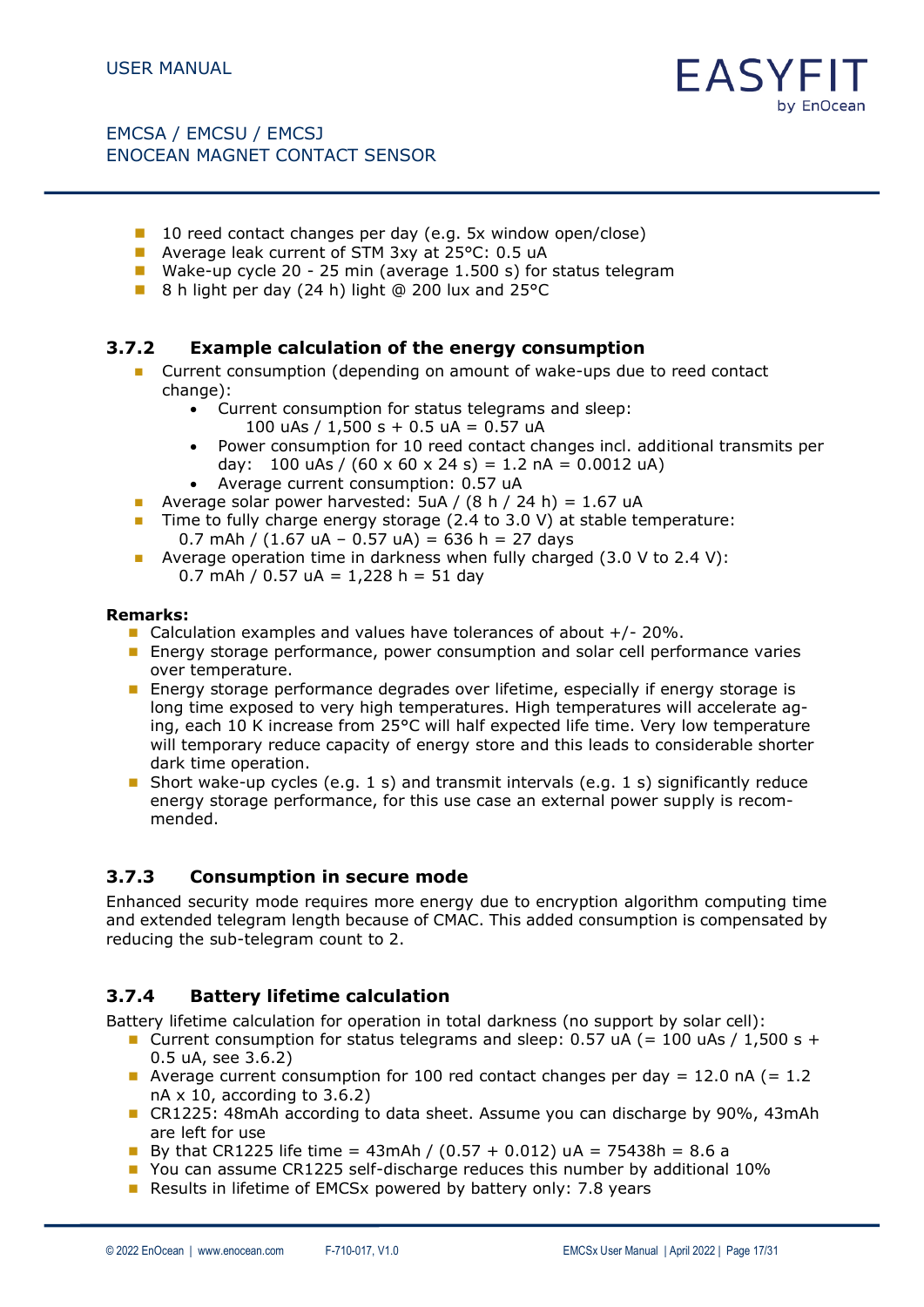- 10 reed contact changes per day (e.g. 5x window open/close)
- Average leak current of STM 3xy at 25°C: 0.5 uA
- Wake-up cycle 20 - 25 min (average 1.500 s) for status telegram
- 8 h light per day (24 h) light @ 200 lux and 25°C

### 3.7.2 Example calculation of the energy consumption

- Current consumption (depending on amount of wake-ups due to reed contact change):
  - Current consumption for status telegrams and sleep:
    100 uAs / 1,500 s + 0.5 uA = 0.57 uA
  - Power consumption for 10 reed contact changes incl. additional transmits per day: 100 uAs / (60 x 60 x 24 s) = 1.2 nA = 0.0012 uA)
  - Average current consumption: 0.57 uA
- Average solar power harvested: 5uA / (8 h / 24 h) = 1.67 uA
- Time to fully charge energy storage (2.4 to 3.0 V) at stable temperature:
  0.7 mAh / (1.67 uA – 0.57 uA) = 636 h = 27 days
- Average operation time in darkness when fully charged (3.0 V to 2.4 V):
  0.7 mAh / 0.57 uA = 1,228 h = 51 day

**Remarks:**

- Calculation examples and values have tolerances of about +/- 20%.
- Energy storage performance, power consumption and solar cell performance varies over temperature.
- Energy storage performance degrades over lifetime, especially if energy storage is long time exposed to very high temperatures. High temperatures will accelerate aging, each 10 K increase from 25°C will half expected life time. Very low temperature will temporary reduce capacity of energy store and this leads to considerable shorter dark time operation.
- Short wake-up cycles (e.g. 1 s) and transmit intervals (e.g. 1 s) significantly reduce energy storage performance, for this use case an external power supply is recommended.

### 3.7.3 Consumption in secure mode

Enhanced security mode requires more energy due to encryption algorithm computing time and extended telegram length because of CMAC. This added consumption is compensated by reducing the sub-telegram count to 2.

### 3.7.4 Battery lifetime calculation

Battery lifetime calculation for operation in total darkness (no support by solar cell):

- Current consumption for status telegrams and sleep: 0.57 uA (= 100 uAs / 1,500 s + 0.5 uA, see 3.6.2)
- Average current consumption for 100 red contact changes per day = 12.0 nA (= 1.2 nA x 10, according to 3.6.2)
- CR1225: 48mAh according to data sheet. Assume you can discharge by 90%, 43mAh are left for use
- By that CR1225 life time = 43mAh / (0.57 + 0.012) uA = 75438h = 8.6 a
- You can assume CR1225 self-discharge reduces this number by additional 10%
- Results in lifetime of EMCSx powered by battery only: 7.8 years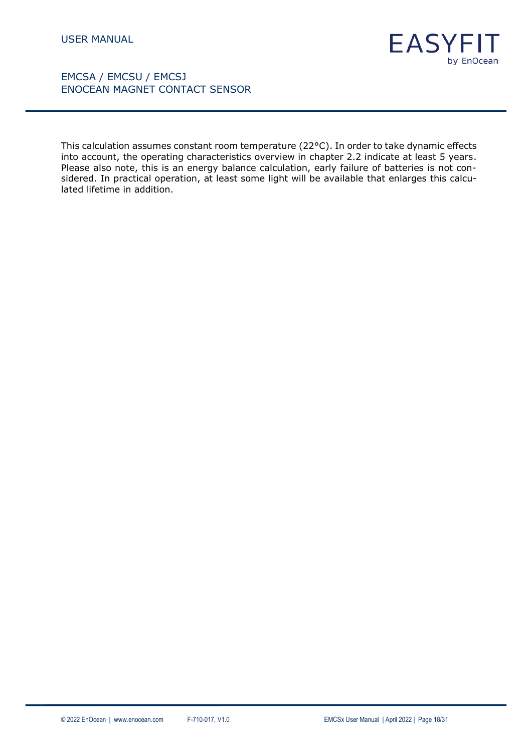This calculation assumes constant room temperature (22°C). In order to take dynamic effects into account, the operating characteristics overview in chapter 2.2 indicate at least 5 years. Please also note, this is an energy balance calculation, early failure of batteries is not considered. In practical operation, at least some light will be available that enlarges this calculated lifetime in addition.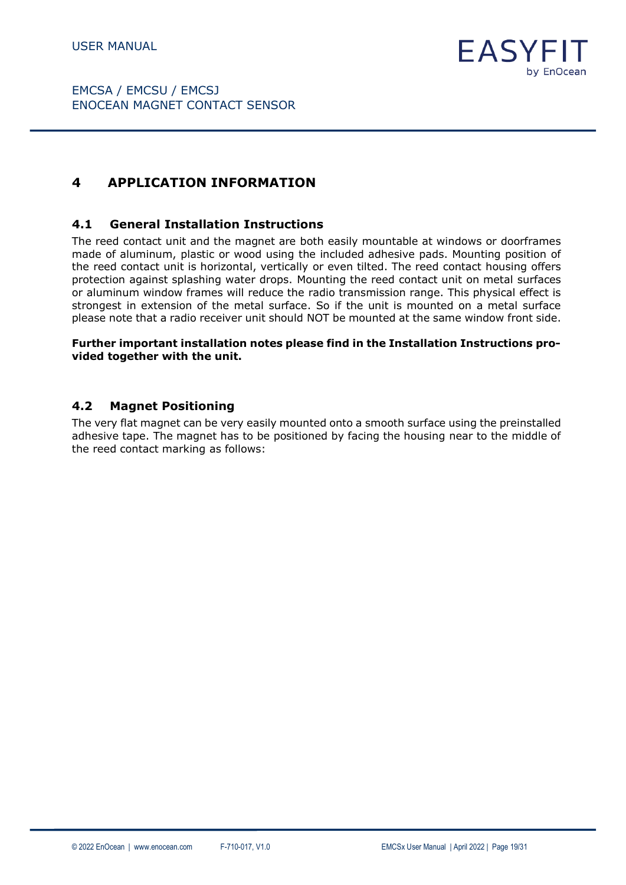# 4 APPLICATION INFORMATION

## 4.1 General Installation Instructions

The reed contact unit and the magnet are both easily mountable at windows or doorframes made of aluminum, plastic or wood using the included adhesive pads. Mounting position of the reed contact unit is horizontal, vertically or even tilted. The reed contact housing offers protection against splashing water drops. Mounting the reed contact unit on metal surfaces or aluminum window frames will reduce the radio transmission range. This physical effect is strongest in extension of the metal surface. So if the unit is mounted on a metal surface please note that a radio receiver unit should NOT be mounted at the same window front side.

**Further important installation notes please find in the Installation Instructions provided together with the unit.**

## 4.2 Magnet Positioning

The very flat magnet can be very easily mounted onto a smooth surface using the preinstalled adhesive tape. The magnet has to be positioned by facing the housing near to the middle of the reed contact marking as follows: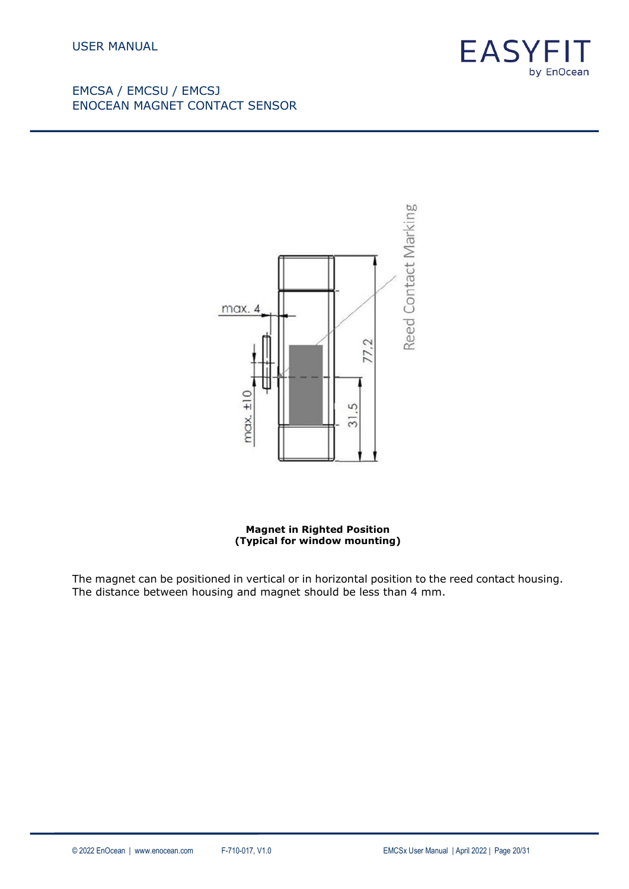**Magnet in Righted Position**
**(Typical for window mounting)**

The magnet can be positioned in vertical or in horizontal position to the reed contact housing. The distance between housing and magnet should be less than 4 mm.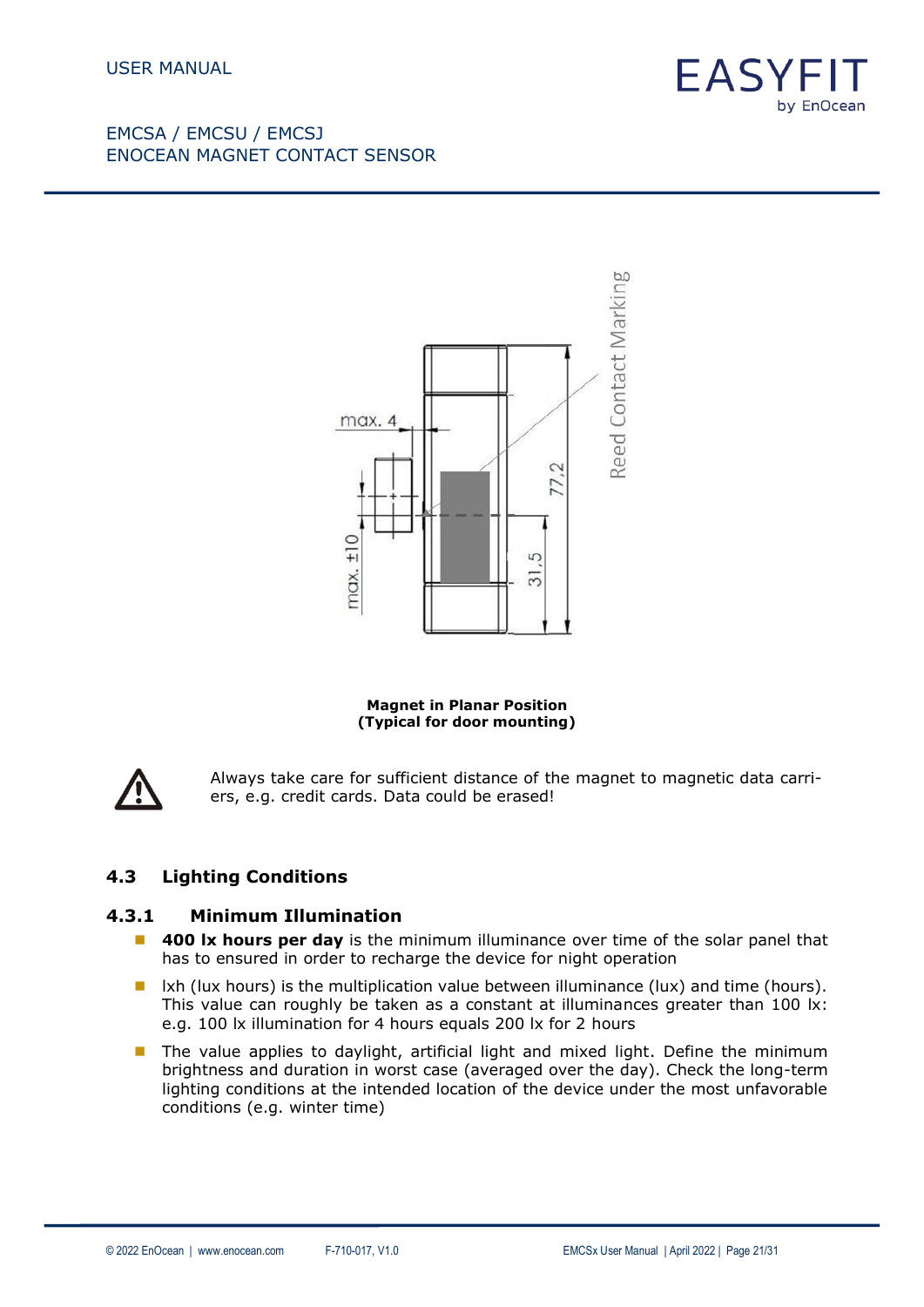**Magnet in Planar Position**
**(Typical for door mounting)**

Always take care for sufficient distance of the magnet to magnetic data carriers, e.g. credit cards. Data could be erased!

## 4.3 Lighting Conditions

### 4.3.1 Minimum Illumination

- **400 lx hours per day** is the minimum illuminance over time of the solar panel that has to ensured in order to recharge the device for night operation
- lxh (lux hours) is the multiplication value between illuminance (lux) and time (hours). This value can roughly be taken as a constant at illuminances greater than 100 lx: e.g. 100 lx illumination for 4 hours equals 200 lx for 2 hours
- The value applies to daylight, artificial light and mixed light. Define the minimum brightness and duration in worst case (averaged over the day). Check the long-term lighting conditions at the intended location of the device under the most unfavorable conditions (e.g. winter time)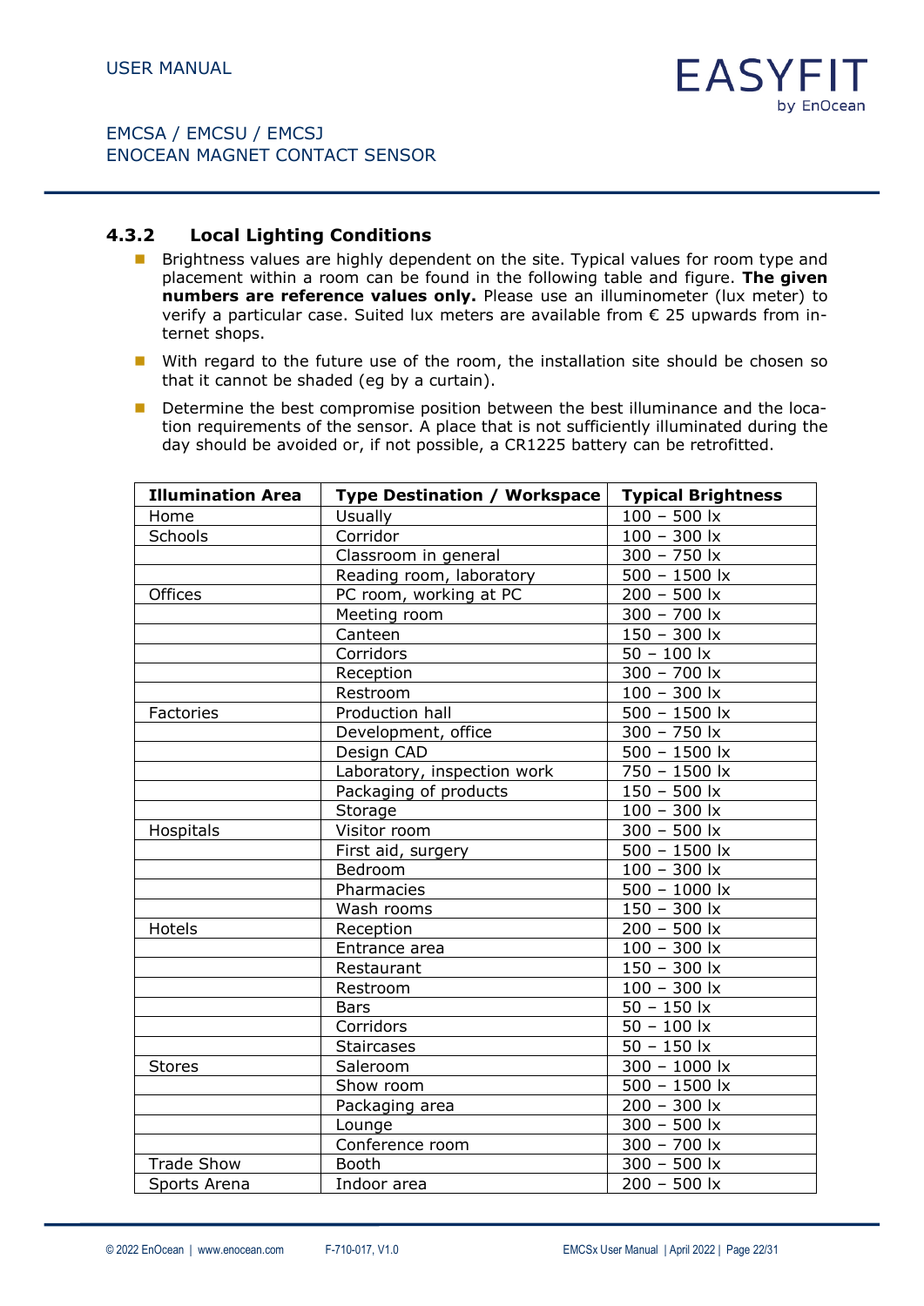### 4.3.2 Local Lighting Conditions

- Brightness values are highly dependent on the site. Typical values for room type and placement within a room can be found in the following table and figure. **The given numbers are reference values only.** Please use an illuminometer (lux meter) to verify a particular case. Suited lux meters are available from € 25 upwards from internet shops.
- With regard to the future use of the room, the installation site should be chosen so that it cannot be shaded (eg by a curtain).
- Determine the best compromise position between the best illuminance and the location requirements of the sensor. A place that is not sufficiently illuminated during the day should be avoided or, if not possible, a CR1225 battery can be retrofitted.

| Illumination Area | Type Destination / Workspace | Typical Brightness |
|---|---|---|
| Home | Usually | 100 – 500 lx |
| Schools | Corridor | 100 – 300 lx |
| | Classroom in general | 300 – 750 lx |
| | Reading room, laboratory | 500 – 1500 lx |
| Offices | PC room, working at PC | 200 – 500 lx |
| | Meeting room | 300 – 700 lx |
| | Canteen | 150 – 300 lx |
| | Corridors | 50 – 100 lx |
| | Reception | 300 – 700 lx |
| | Restroom | 100 – 300 lx |
| Factories | Production hall | 500 – 1500 lx |
| | Development, office | 300 – 750 lx |
| | Design CAD | 500 – 1500 lx |
| | Laboratory, inspection work | 750 – 1500 lx |
| | Packaging of products | 150 – 500 lx |
| | Storage | 100 – 300 lx |
| Hospitals | Visitor room | 300 – 500 lx |
| | First aid, surgery | 500 – 1500 lx |
| | Bedroom | 100 – 300 lx |
| | Pharmacies | 500 – 1000 lx |
| | Wash rooms | 150 – 300 lx |
| Hotels | Reception | 200 – 500 lx |
| | Entrance area | 100 – 300 lx |
| | Restaurant | 150 – 300 lx |
| | Restroom | 100 – 300 lx |
| | Bars | 50 – 150 lx |
| | Corridors | 50 – 100 lx |
| | Staircases | 50 – 150 lx |
| Stores | Saleroom | 300 – 1000 lx |
| | Show room | 500 – 1500 lx |
| | Packaging area | 200 – 300 lx |
| | Lounge | 300 – 500 lx |
| | Conference room | 300 – 700 lx |
| Trade Show | Booth | 300 – 500 lx |
| Sports Arena | Indoor area | 200 – 500 lx |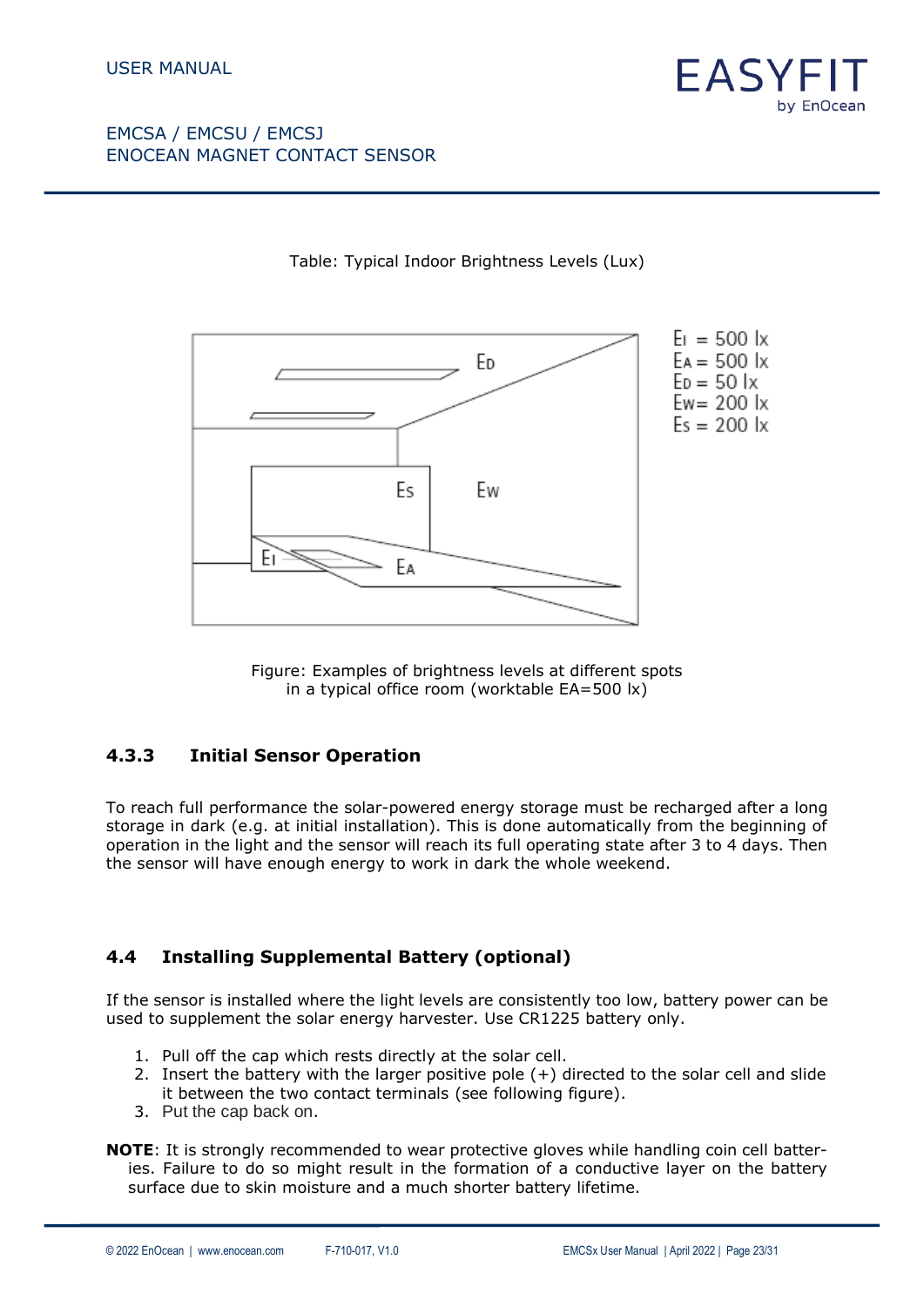Table: Typical Indoor Brightness Levels (Lux)

$E_I$ = 500 lx
$E_A$ = 500 lx
$E_D$ = 50 lx
$E_W$ = 200 lx
$E_S$ = 200 lx

Figure: Examples of brightness levels at different spots in a typical office room (worktable EA=500 lx)

### 4.3.3 Initial Sensor Operation

To reach full performance the solar-powered energy storage must be recharged after a long storage in dark (e.g. at initial installation). This is done automatically from the beginning of operation in the light and the sensor will reach its full operating state after 3 to 4 days. Then the sensor will have enough energy to work in dark the whole weekend.

## 4.4 Installing Supplemental Battery (optional)

If the sensor is installed where the light levels are consistently too low, battery power can be used to supplement the solar energy harvester. Use CR1225 battery only.

1. Pull off the cap which rests directly at the solar cell.
2. Insert the battery with the larger positive pole (+) directed to the solar cell and slide it between the two contact terminals (see following figure).
3. Put the cap back on.

**NOTE**: It is strongly recommended to wear protective gloves while handling coin cell batteries. Failure to do so might result in the formation of a conductive layer on the battery surface due to skin moisture and a much shorter battery lifetime.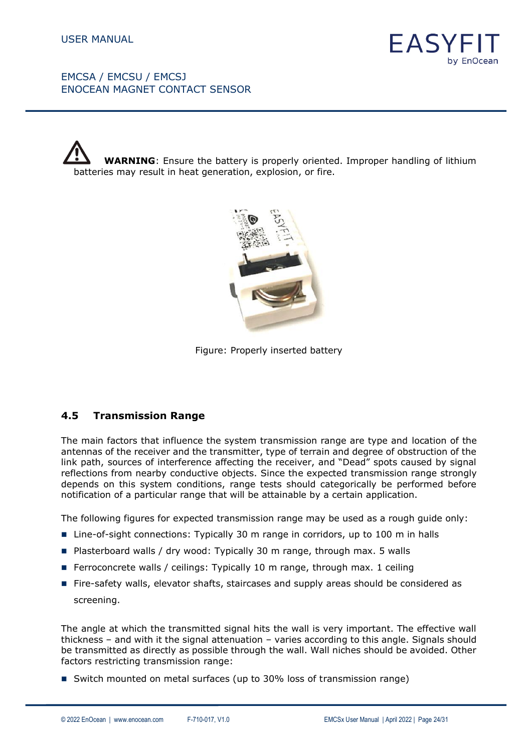⚠ **WARNING**: Ensure the battery is properly oriented. Improper handling of lithium batteries may result in heat generation, explosion, or fire.

Figure: Properly inserted battery

### 4.5 Transmission Range

The main factors that influence the system transmission range are type and location of the antennas of the receiver and the transmitter, type of terrain and degree of obstruction of the link path, sources of interference affecting the receiver, and "Dead" spots caused by signal reflections from nearby conductive objects. Since the expected transmission range strongly depends on this system conditions, range tests should categorically be performed before notification of a particular range that will be attainable by a certain application.

The following figures for expected transmission range may be used as a rough guide only:

- Line-of-sight connections: Typically 30 m range in corridors, up to 100 m in halls
- Plasterboard walls / dry wood: Typically 30 m range, through max. 5 walls
- Ferroconcrete walls / ceilings: Typically 10 m range, through max. 1 ceiling
- Fire-safety walls, elevator shafts, staircases and supply areas should be considered as screening.

The angle at which the transmitted signal hits the wall is very important. The effective wall thickness – and with it the signal attenuation – varies according to this angle. Signals should be transmitted as directly as possible through the wall. Wall niches should be avoided. Other factors restricting transmission range:

- Switch mounted on metal surfaces (up to 30% loss of transmission range)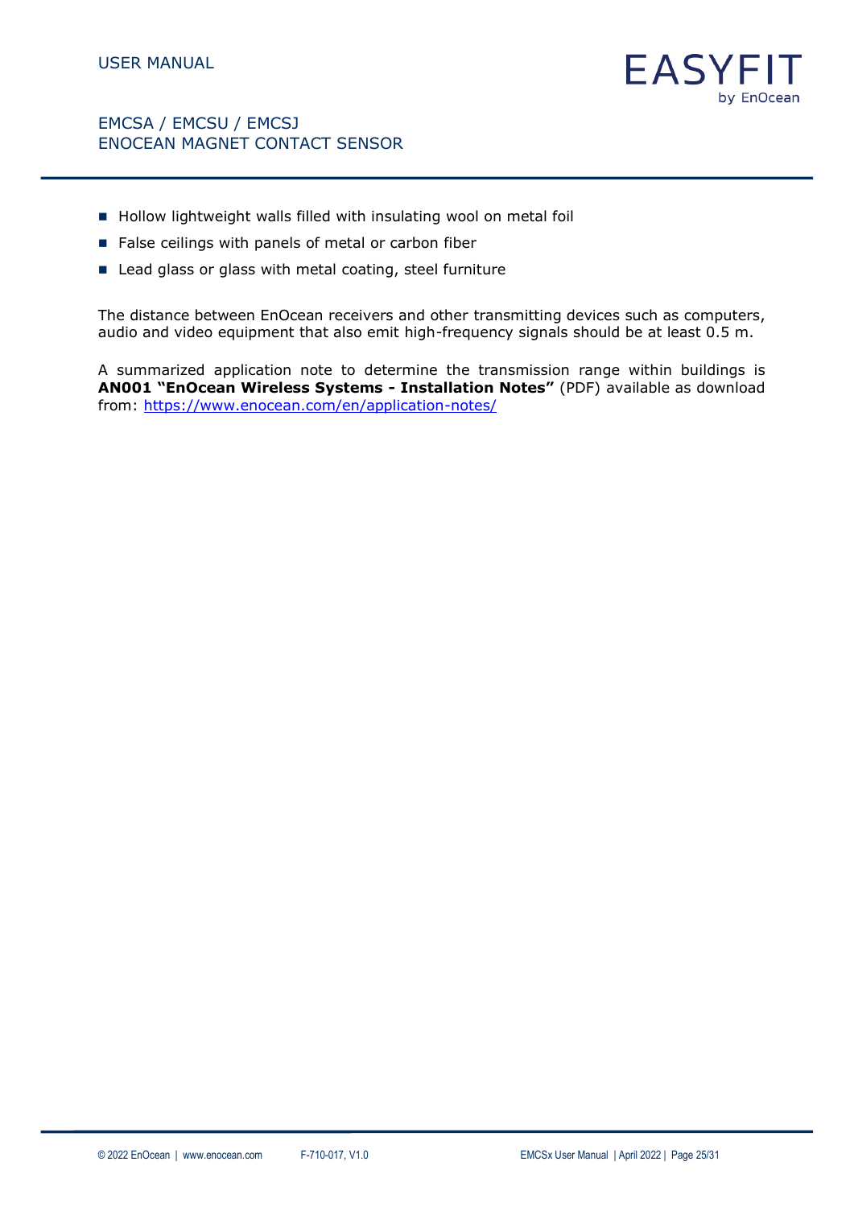- Hollow lightweight walls filled with insulating wool on metal foil
- False ceilings with panels of metal or carbon fiber
- Lead glass or glass with metal coating, steel furniture

The distance between EnOcean receivers and other transmitting devices such as computers, audio and video equipment that also emit high-frequency signals should be at least 0.5 m.

A summarized application note to determine the transmission range within buildings is **AN001 "EnOcean Wireless Systems - Installation Notes"** (PDF) available as download from: https://www.enocean.com/en/application-notes/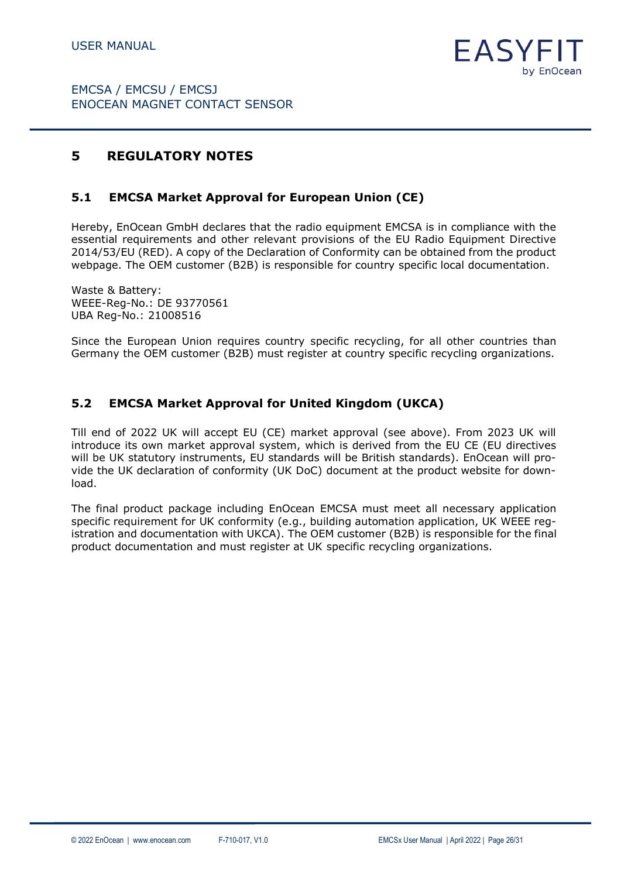# 5 REGULATORY NOTES

## 5.1 EMCSA Market Approval for European Union (CE)

Hereby, EnOcean GmbH declares that the radio equipment EMCSA is in compliance with the essential requirements and other relevant provisions of the EU Radio Equipment Directive 2014/53/EU (RED). A copy of the Declaration of Conformity can be obtained from the product webpage. The OEM customer (B2B) is responsible for country specific local documentation.

Waste & Battery:
WEEE-Reg-No.: DE 93770561
UBA Reg-No.: 21008516

Since the European Union requires country specific recycling, for all other countries than Germany the OEM customer (B2B) must register at country specific recycling organizations.

## 5.2 EMCSA Market Approval for United Kingdom (UKCA)

Till end of 2022 UK will accept EU (CE) market approval (see above). From 2023 UK will introduce its own market approval system, which is derived from the EU CE (EU directives will be UK statutory instruments, EU standards will be British standards). EnOcean will provide the UK declaration of conformity (UK DoC) document at the product website for download.

The final product package including EnOcean EMCSA must meet all necessary application specific requirement for UK conformity (e.g., building automation application, UK WEEE registration and documentation with UKCA). The OEM customer (B2B) is responsible for the final product documentation and must register at UK specific recycling organizations.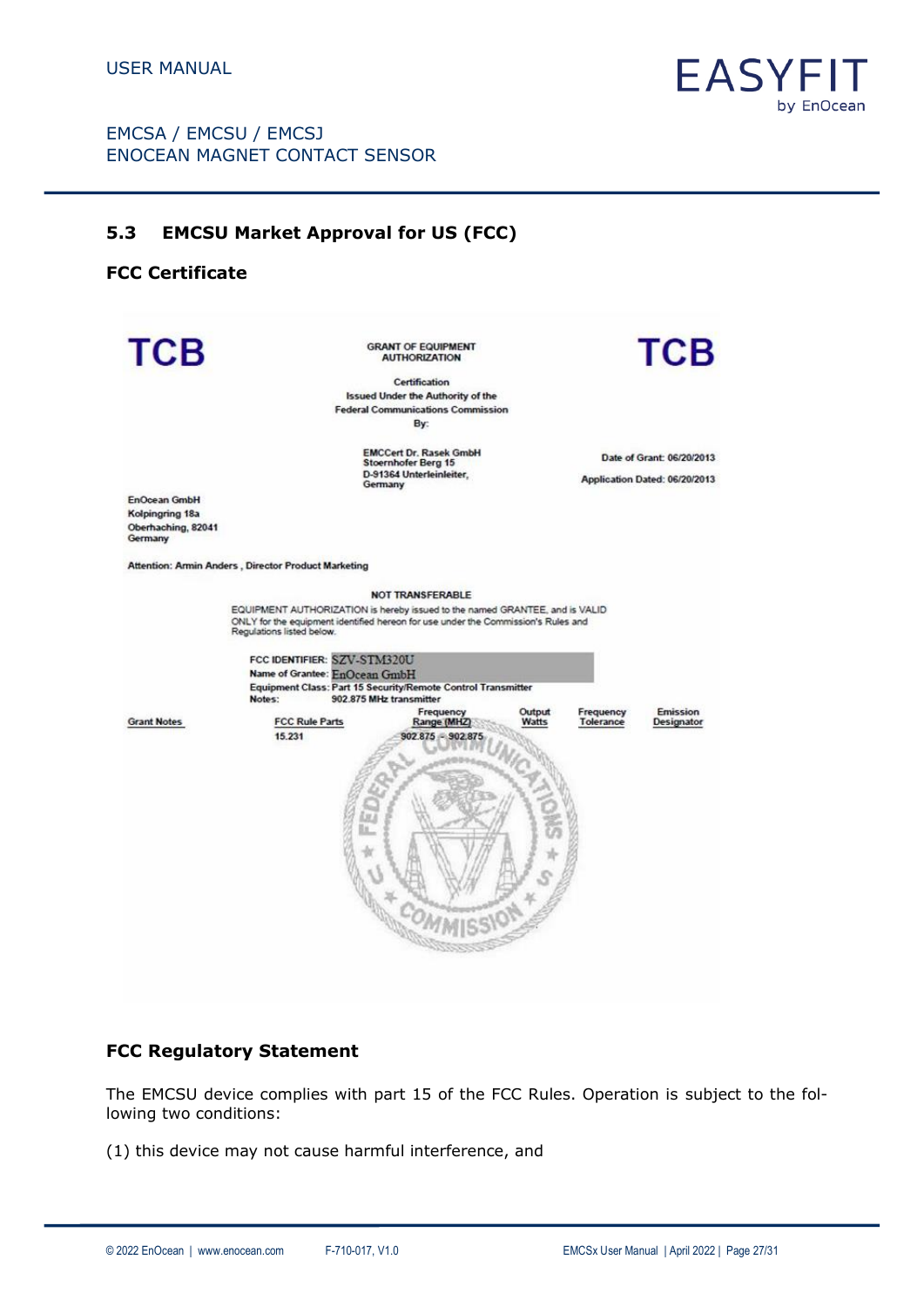## 5.3 EMCSU Market Approval for US (FCC)

### FCC Certificate

TCB

GRANT OF EQUIPMENT AUTHORIZATION

TCB

Certification
Issued Under the Authority of the
Federal Communications Commission
By:

EMCCert Dr. Rasek GmbH
Stoernhofer Berg 15
D-91364 Unterleinleiter,
Germany

Date of Grant: 06/20/2013

Application Dated: 06/20/2013

EnOcean GmbH
Kolpingring 18a
Oberhaching, 82041
Germany

Attention: Armin Anders , Director Product Marketing

NOT TRANSFERABLE

EQUIPMENT AUTHORIZATION is hereby issued to the named GRANTEE, and is VALID ONLY for the equipment identified hereon for use under the Commission's Rules and Regulations listed below.

FCC IDENTIFIER: SZV-STM320U
Name of Grantee: EnOcean GmbH
Equipment Class: Part 15 Security/Remote Control Transmitter
Notes: 902.875 MHz transmitter

| Grant Notes | FCC Rule Parts | Frequency Range (MHZ) | Output Watts | Frequency Tolerance | Emission Designator |
|---|---|---|---|---|---|
| | 15.231 | 902.875 - 902.875 | | | |

### FCC Regulatory Statement

The EMCSU device complies with part 15 of the FCC Rules. Operation is subject to the following two conditions:

(1) this device may not cause harmful interference, and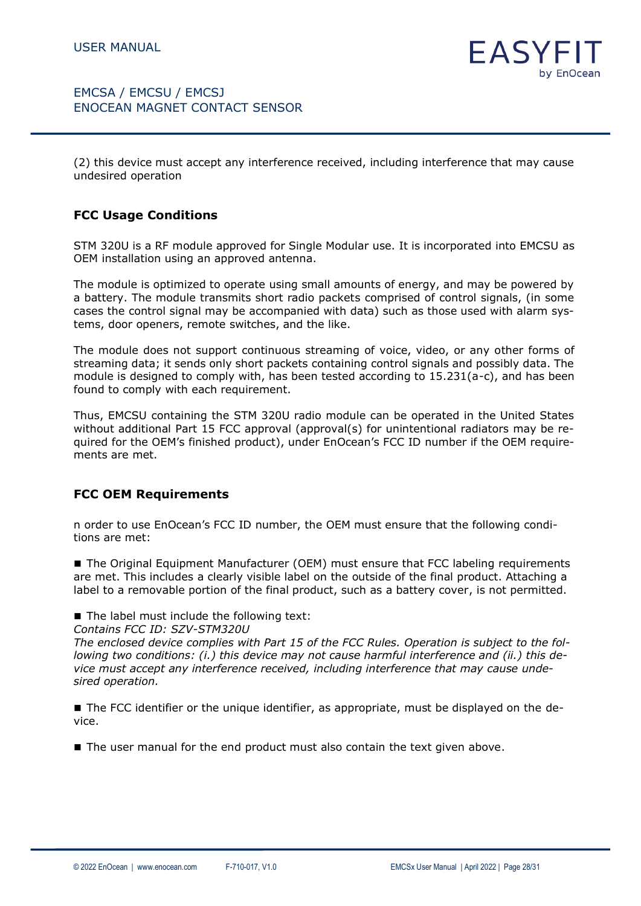(2) this device must accept any interference received, including interference that may cause undesired operation

## FCC Usage Conditions

STM 320U is a RF module approved for Single Modular use. It is incorporated into EMCSU as OEM installation using an approved antenna.

The module is optimized to operate using small amounts of energy, and may be powered by a battery. The module transmits short radio packets comprised of control signals, (in some cases the control signal may be accompanied with data) such as those used with alarm systems, door openers, remote switches, and the like.

The module does not support continuous streaming of voice, video, or any other forms of streaming data; it sends only short packets containing control signals and possibly data. The module is designed to comply with, has been tested according to 15.231(a-c), and has been found to comply with each requirement.

Thus, EMCSU containing the STM 320U radio module can be operated in the United States without additional Part 15 FCC approval (approval(s) for unintentional radiators may be required for the OEM's finished product), under EnOcean's FCC ID number if the OEM requirements are met.

## FCC OEM Requirements

n order to use EnOcean's FCC ID number, the OEM must ensure that the following conditions are met:

- The Original Equipment Manufacturer (OEM) must ensure that FCC labeling requirements are met. This includes a clearly visible label on the outside of the final product. Attaching a label to a removable portion of the final product, such as a battery cover, is not permitted.

- The label must include the following text:
  *Contains FCC ID: SZV-STM320U*
  *The enclosed device complies with Part 15 of the FCC Rules. Operation is subject to the following two conditions: (i.) this device may not cause harmful interference and (ii.) this device must accept any interference received, including interference that may cause undesired operation.*

- The FCC identifier or the unique identifier, as appropriate, must be displayed on the device.

- The user manual for the end product must also contain the text given above.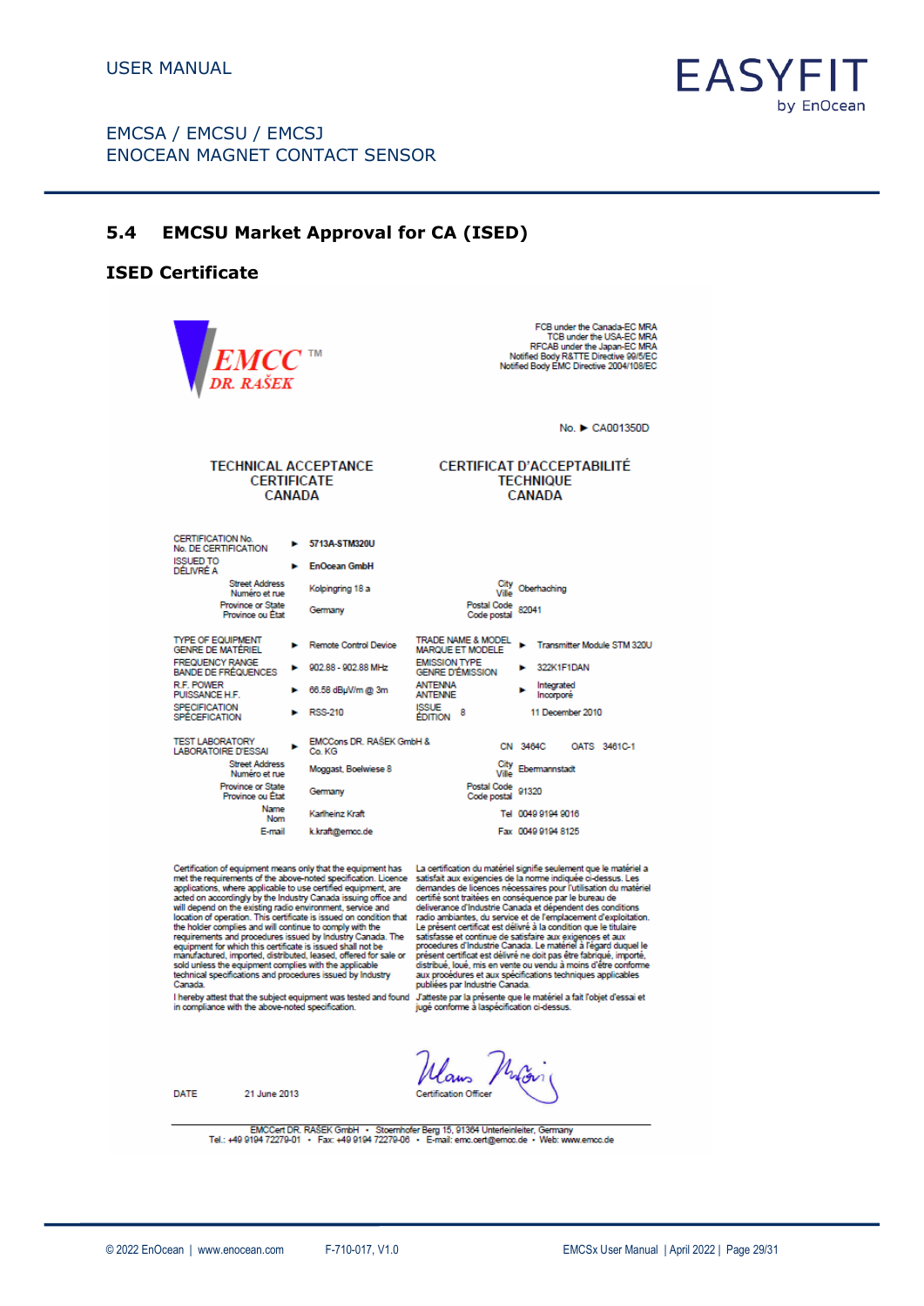## 5.4 EMCSU Market Approval for CA (ISED)

### ISED Certificate

EMCC DR. RAŠEK ™

FCB under the Canada-EC MRA
TCB under the USA-EC MRA
RFCAB under the Japan-EC MRA
Notified Body R&TTE Directive 99/5/EC
Notified Body EMC Directive 2004/108/EC

No. ► CA001350D

**TECHNICAL ACCEPTANCE CERTIFICATE CANADA**

**CERTIFICAT D'ACCEPTABILITÉ TECHNIQUE CANADA**

| | | | | |
|---|---|---|---|---|
| CERTIFICATION No. / No. DE CERTIFICATION | ► 5713A-STM320U | | | |
| ISSUED TO / DÉLIVRÉ A | ► EnOcean GmbH | | | |
| Street Address / Numéro et rue | Kolpingring 18 a | City / Ville | Oberhaching | |
| Province or State / Province ou État | Germany | Postal Code / Code postal | 82041 | |
| TYPE OF EQUIPMENT / GENRE DE MATÉRIEL | ► Remote Control Device | TRADE NAME & MODEL / MARQUE ET MODÈLE | ► Transmitter Module STM 320U | |
| FREQUENCY RANGE / BANDE DE FRÉQUENCES | ► 902.88 - 902.88 MHz | EMISSION TYPE / GENRE D'ÉMISSION | ► 322K1F1DAN | |
| R.F. POWER / PUISSANCE H.F. | ► 66.58 dBµV/m @ 3m | ANTENNA / ANTENNE | ► Integrated / Incorporé | |
| SPECIFICATION / SPÉCIFICATION | ► RSS-210 | ISSUE / ÉDITION | 8 | 11 December 2010 |
| TEST LABORATORY / LABORATOIRE D'ESSAI | ► EMCCons DR. RAŠEK GmbH & Co. KG | CN | 3464C | OATS 3461C-1 |
| Street Address / Numéro et rue | Moggast, Boelwiese 8 | City / Ville | Ebermannstadt | |
| Province or State / Province ou État | Germany | Postal Code / Code postal | 91320 | |
| Name / Nom | Karlheinz Kraft | Tel | 0049 9194 9016 | |
| E-mail | k.kraft@emcc.de | Fax | 0049 9194 8125 | |

Certification of equipment means only that the equipment has met the requirements of the above-noted specification. Licence applications, where applicable to use certified equipment, are acted on accordingly by the Industry Canada issuing office and will depend on the existing radio environment, service and location of operation. This certificate is issued on condition that the holder complies and will continue to comply with the requirements and procedures issued by Industry Canada. The equipment for which this certificate is issued shall not be manufactured, imported, distributed, leased, offered for sale or sold unless the equipment complies with the applicable technical specifications and procedures issued by Industry Canada.

I hereby attest that the subject equipment was tested and found in compliance with the above-noted specification.

La certification du matériel signifie seulement que le matériel a satisfait aux exigences de la norme indiquée ci-dessus. Les demandes de licences nécessaires pour l'utilisation du matériel certifié sont traitées en conséquence par le bureau de deliverance d'Industrie Canada et dépendent des conditions radio ambiantes, du service et de l'emplacement d'exploitation. Le présent certificat est délivré à la condition que le titulaire satisfasse et continue de satisfaire aux exigences et aux procedures d'Industrie Canada. Le matériel à l'égard duquel le présent certificat est délivré ne doit pas être fabriqué, importé, distribué, loué, mis en vente ou vendu à moins d'être conforme aux procédures et aux spécifications techniques applicables publiées par Industrie Canada.

J'atteste par la présente que le matériel a fait l'objet d'essai et jugé conforme à laspécification ci-dessus.

DATE 21 June 2013

Certification Officer

EMCCert DR. RAŠEK GmbH • Stoernhofer Berg 15, 91364 Unterleinleiter, Germany
Tel.: +49 9194 72279-01 • Fax: +49 9194 72279-06 • E-mail: emc.cert@emcc.de • Web: www.emcc.de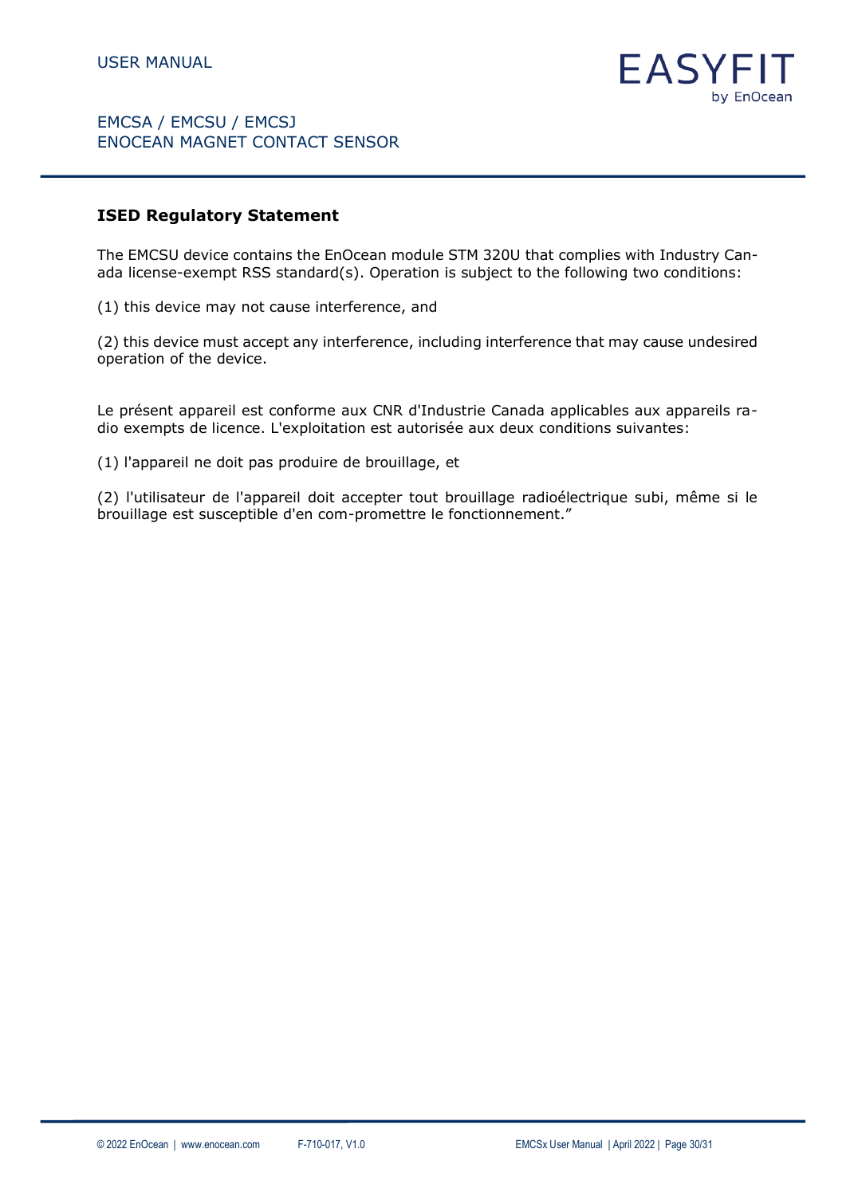## ISED Regulatory Statement

The EMCSU device contains the EnOcean module STM 320U that complies with Industry Canada license-exempt RSS standard(s). Operation is subject to the following two conditions:

(1) this device may not cause interference, and

(2) this device must accept any interference, including interference that may cause undesired operation of the device.

Le présent appareil est conforme aux CNR d'Industrie Canada applicables aux appareils radio exempts de licence. L'exploitation est autorisée aux deux conditions suivantes:

(1) l'appareil ne doit pas produire de brouillage, et

(2) l'utilisateur de l'appareil doit accepter tout brouillage radioélectrique subi, même si le brouillage est susceptible d'en com-promettre le fonctionnement."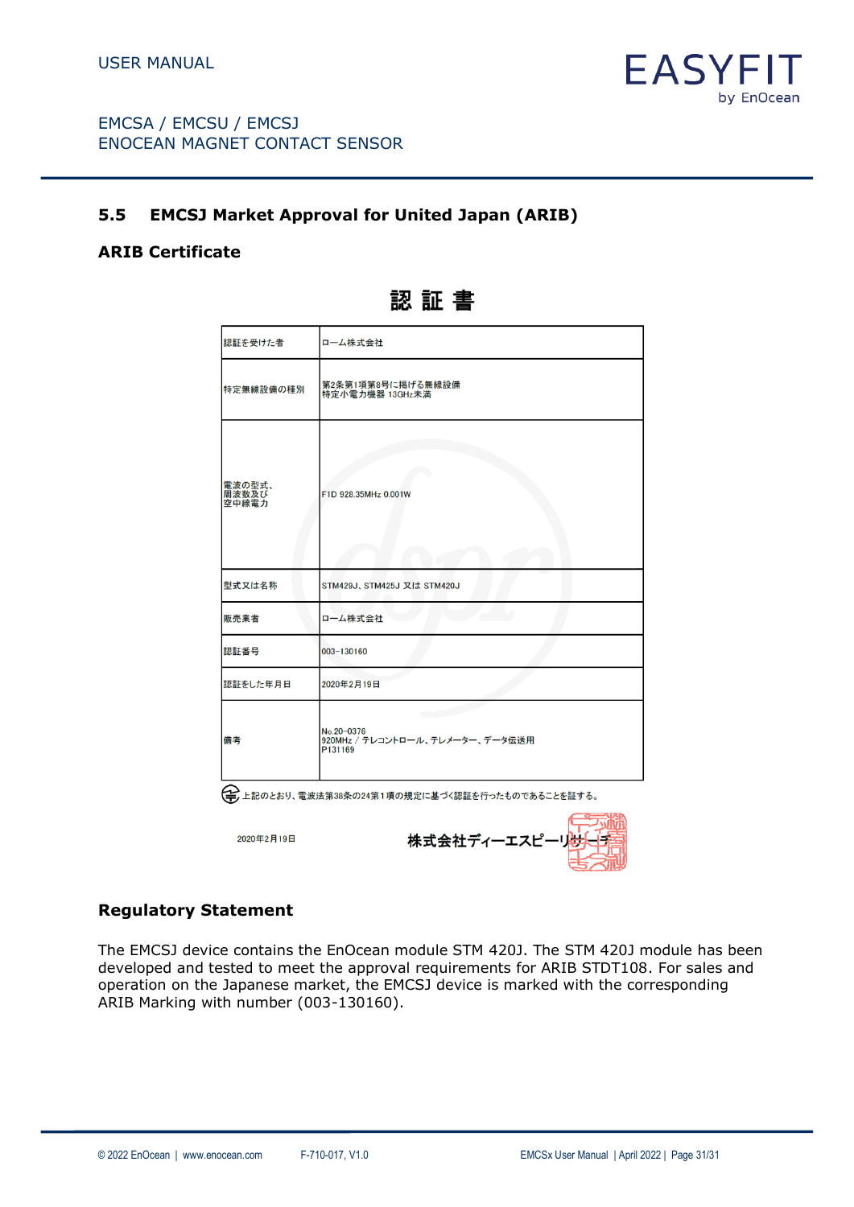## 5.5 EMCSJ Market Approval for United Japan (ARIB)

### ARIB Certificate

# 認 証 書

| | |
|---|---|
| 認証を受けた者 | ローム株式会社 |
| 特定無線設備の種別 | 第2条第1項第8号に掲げる無線設備<br>特定小電力機器 13GHz未満 |
| 電波の型式、周波数及び空中線電力 | F1D 928.35MHz 0.001W |
| 型式又は名称 | STM429J、STM425J 又は STM420J |
| 販売業者 | ローム株式会社 |
| 認証番号 | 003-130160 |
| 認証をした年月日 | 2020年2月19日 |
| 備考 | No.20-0376<br>920MHz / テレコントロール、テレメーター、データ伝送用<br>P131169 |

上記のとおり、電波法第38条の24第1項の規定に基づく認証を行ったものであることを証する。

2020年2月19日

株式会社ディーエスピーリサーチ

### Regulatory Statement

The EMCSJ device contains the EnOcean module STM 420J. The STM 420J module has been developed and tested to meet the approval requirements for ARIB STDT108. For sales and operation on the Japanese market, the EMCSJ device is marked with the corresponding ARIB Marking with number (003-130160).